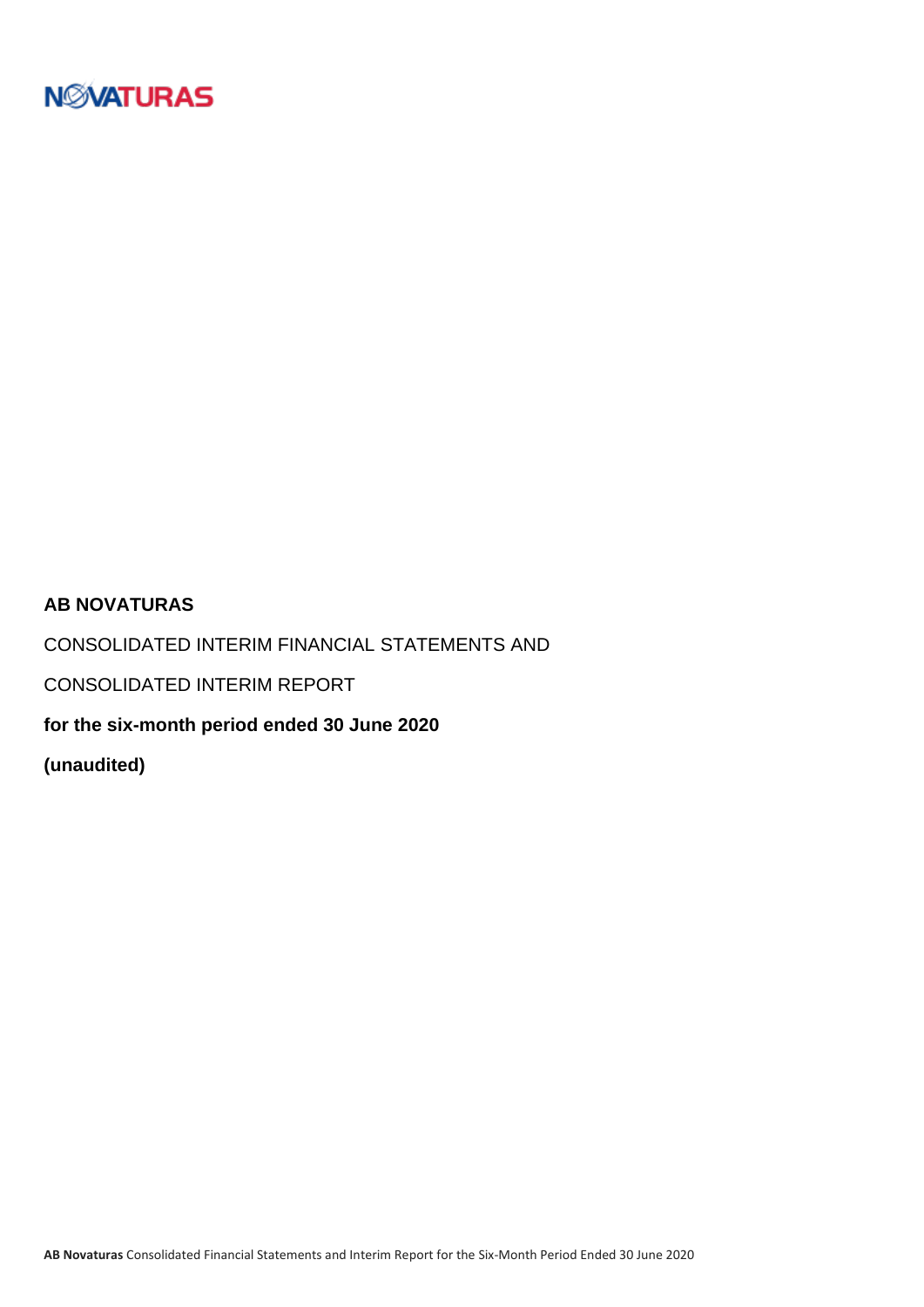NOVATURAS

**AB NOVATURAS**

CONSOLIDATED INTERIM FINANCIAL STATEMENTS AND

CONSOLIDATED INTERIM REPORT

**for the six-month period ended 30 June 2020**

**(unaudited)**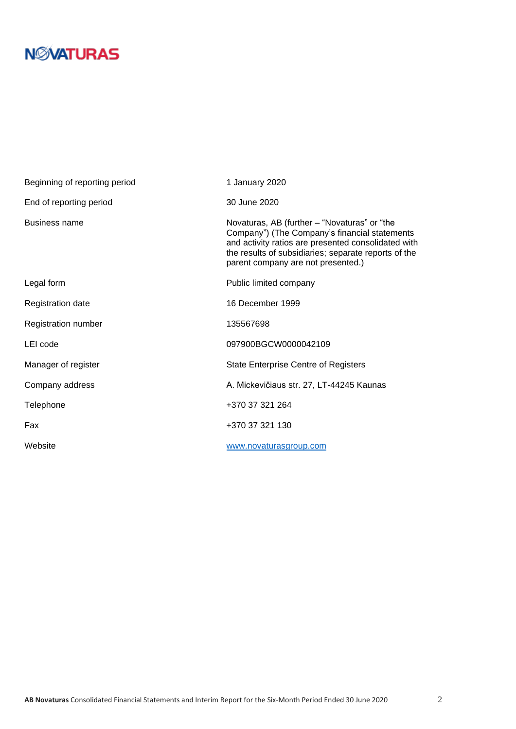NOVATURAS

| | |
|---|---|
| Beginning of reporting period | 1 January 2020 |
| End of reporting period | 30 June 2020 |
| Business name | Novaturas, AB (further – "Novaturas" or "the Company") (The Company's financial statements and activity ratios are presented consolidated with the results of subsidiaries; separate reports of the parent company are not presented.) |
| Legal form | Public limited company |
| Registration date | 16 December 1999 |
| Registration number | 135567698 |
| LEI code | 097900BGCW0000042109 |
| Manager of register | State Enterprise Centre of Registers |
| Company address | A. Mickevičiaus str. 27, LT-44245 Kaunas |
| Telephone | +370 37 321 264 |
| Fax | +370 37 321 130 |
| Website | www.novaturasgroup.com |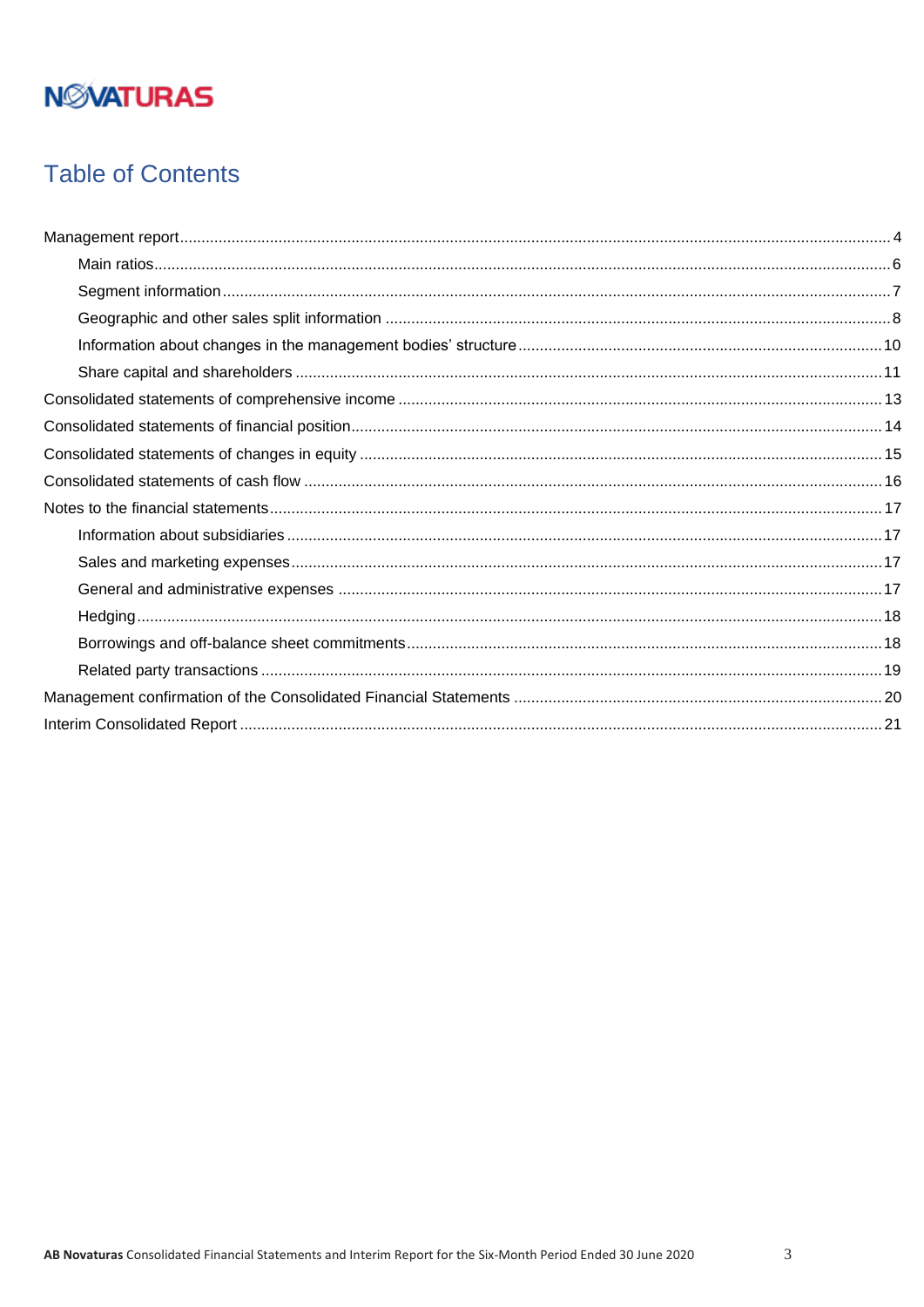NOVATURAS

# Table of Contents

- Management report ..... 4
  - Main ratios ..... 6
  - Segment information ..... 7
  - Geographic and other sales split information ..... 8
  - Information about changes in the management bodies' structure ..... 10
  - Share capital and shareholders ..... 11
- Consolidated statements of comprehensive income ..... 13
- Consolidated statements of financial position ..... 14
- Consolidated statements of changes in equity ..... 15
- Consolidated statements of cash flow ..... 16
- Notes to the financial statements ..... 17
  - Information about subsidiaries ..... 17
  - Sales and marketing expenses ..... 17
  - General and administrative expenses ..... 17
  - Hedging ..... 18
  - Borrowings and off-balance sheet commitments ..... 18
  - Related party transactions ..... 19
- Management confirmation of the Consolidated Financial Statements ..... 20
- Interim Consolidated Report ..... 21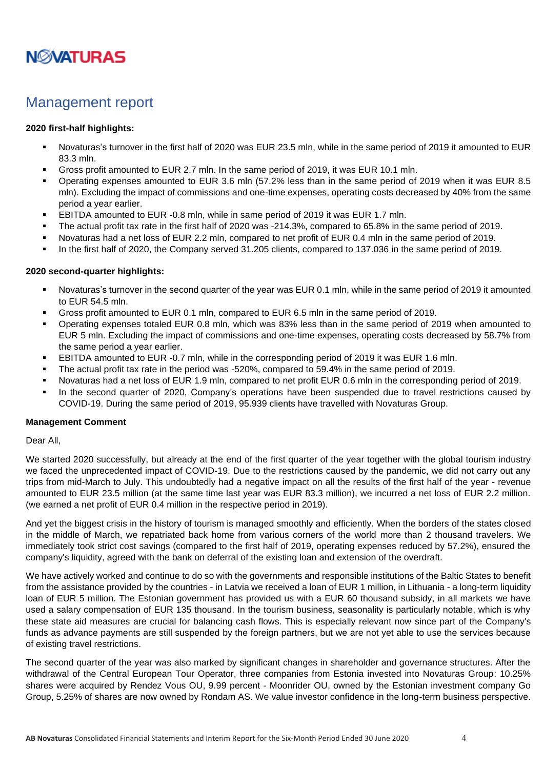# Management report

**2020 first-half highlights:**

- Novaturas's turnover in the first half of 2020 was EUR 23.5 mln, while in the same period of 2019 it amounted to EUR 83.3 mln.
- Gross profit amounted to EUR 2.7 mln. In the same period of 2019, it was EUR 10.1 mln.
- Operating expenses amounted to EUR 3.6 mln (57.2% less than in the same period of 2019 when it was EUR 8.5 mln). Excluding the impact of commissions and one-time expenses, operating costs decreased by 40% from the same period a year earlier.
- EBITDA amounted to EUR -0.8 mln, while in same period of 2019 it was EUR 1.7 mln.
- The actual profit tax rate in the first half of 2020 was -214.3%, compared to 65.8% in the same period of 2019.
- Novaturas had a net loss of EUR 2.2 mln, compared to net profit of EUR 0.4 mln in the same period of 2019.
- In the first half of 2020, the Company served 31.205 clients, compared to 137.036 in the same period of 2019.

**2020 second-quarter highlights:**

- Novaturas's turnover in the second quarter of the year was EUR 0.1 mln, while in the same period of 2019 it amounted to EUR 54.5 mln.
- Gross profit amounted to EUR 0.1 mln, compared to EUR 6.5 mln in the same period of 2019.
- Operating expenses totaled EUR 0.8 mln, which was 83% less than in the same period of 2019 when amounted to EUR 5 mln. Excluding the impact of commissions and one-time expenses, operating costs decreased by 58.7% from the same period a year earlier.
- EBITDA amounted to EUR -0.7 mln, while in the corresponding period of 2019 it was EUR 1.6 mln.
- The actual profit tax rate in the period was -520%, compared to 59.4% in the same period of 2019.
- Novaturas had a net loss of EUR 1.9 mln, compared to net profit EUR 0.6 mln in the corresponding period of 2019.
- In the second quarter of 2020, Company's operations have been suspended due to travel restrictions caused by COVID-19. During the same period of 2019, 95.939 clients have travelled with Novaturas Group.

**Management Comment**

Dear All,

We started 2020 successfully, but already at the end of the first quarter of the year together with the global tourism industry we faced the unprecedented impact of COVID-19. Due to the restrictions caused by the pandemic, we did not carry out any trips from mid-March to July. This undoubtedly had a negative impact on all the results of the first half of the year - revenue amounted to EUR 23.5 million (at the same time last year was EUR 83.3 million), we incurred a net loss of EUR 2.2 million. (we earned a net profit of EUR 0.4 million in the respective period in 2019).

And yet the biggest crisis in the history of tourism is managed smoothly and efficiently. When the borders of the states closed in the middle of March, we repatriated back home from various corners of the world more than 2 thousand travelers. We immediately took strict cost savings (compared to the first half of 2019, operating expenses reduced by 57.2%), ensured the company's liquidity, agreed with the bank on deferral of the existing loan and extension of the overdraft.

We have actively worked and continue to do so with the governments and responsible institutions of the Baltic States to benefit from the assistance provided by the countries - in Latvia we received a loan of EUR 1 million, in Lithuania - a long-term liquidity loan of EUR 5 million. The Estonian government has provided us with a EUR 60 thousand subsidy, in all markets we have used a salary compensation of EUR 135 thousand. In the tourism business, seasonality is particularly notable, which is why these state aid measures are crucial for balancing cash flows. This is especially relevant now since part of the Company's funds as advance payments are still suspended by the foreign partners, but we are not yet able to use the services because of existing travel restrictions.

The second quarter of the year was also marked by significant changes in shareholder and governance structures. After the withdrawal of the Central European Tour Operator, three companies from Estonia invested into Novaturas Group: 10.25% shares were acquired by Rendez Vous OU, 9.99 percent - Moonrider OU, owned by the Estonian investment company Go Group, 5.25% of shares are now owned by Rondam AS. We value investor confidence in the long-term business perspective.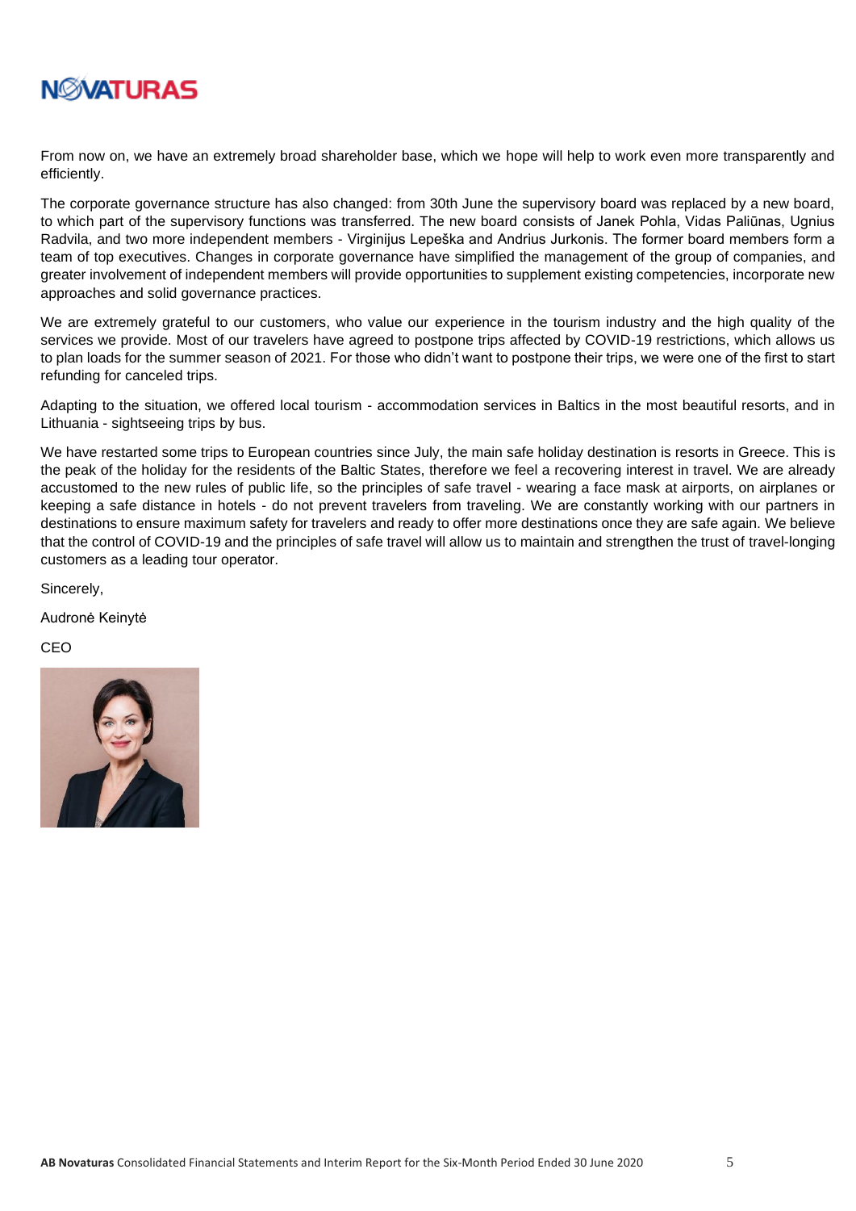From now on, we have an extremely broad shareholder base, which we hope will help to work even more transparently and efficiently.

The corporate governance structure has also changed: from 30th June the supervisory board was replaced by a new board, to which part of the supervisory functions was transferred. The new board consists of Janek Pohla, Vidas Paliūnas, Ugnius Radvila, and two more independent members - Virginijus Lepeška and Andrius Jurkonis. The former board members form a team of top executives. Changes in corporate governance have simplified the management of the group of companies, and greater involvement of independent members will provide opportunities to supplement existing competencies, incorporate new approaches and solid governance practices.

We are extremely grateful to our customers, who value our experience in the tourism industry and the high quality of the services we provide. Most of our travelers have agreed to postpone trips affected by COVID-19 restrictions, which allows us to plan loads for the summer season of 2021. For those who didn't want to postpone their trips, we were one of the first to start refunding for canceled trips.

Adapting to the situation, we offered local tourism - accommodation services in Baltics in the most beautiful resorts, and in Lithuania - sightseeing trips by bus.

We have restarted some trips to European countries since July, the main safe holiday destination is resorts in Greece. This is the peak of the holiday for the residents of the Baltic States, therefore we feel a recovering interest in travel. We are already accustomed to the new rules of public life, so the principles of safe travel - wearing a face mask at airports, on airplanes or keeping a safe distance in hotels - do not prevent travelers from traveling. We are constantly working with our partners in destinations to ensure maximum safety for travelers and ready to offer more destinations once they are safe again. We believe that the control of COVID-19 and the principles of safe travel will allow us to maintain and strengthen the trust of travel-longing customers as a leading tour operator.

Sincerely,

Audronė Keinytė

CEO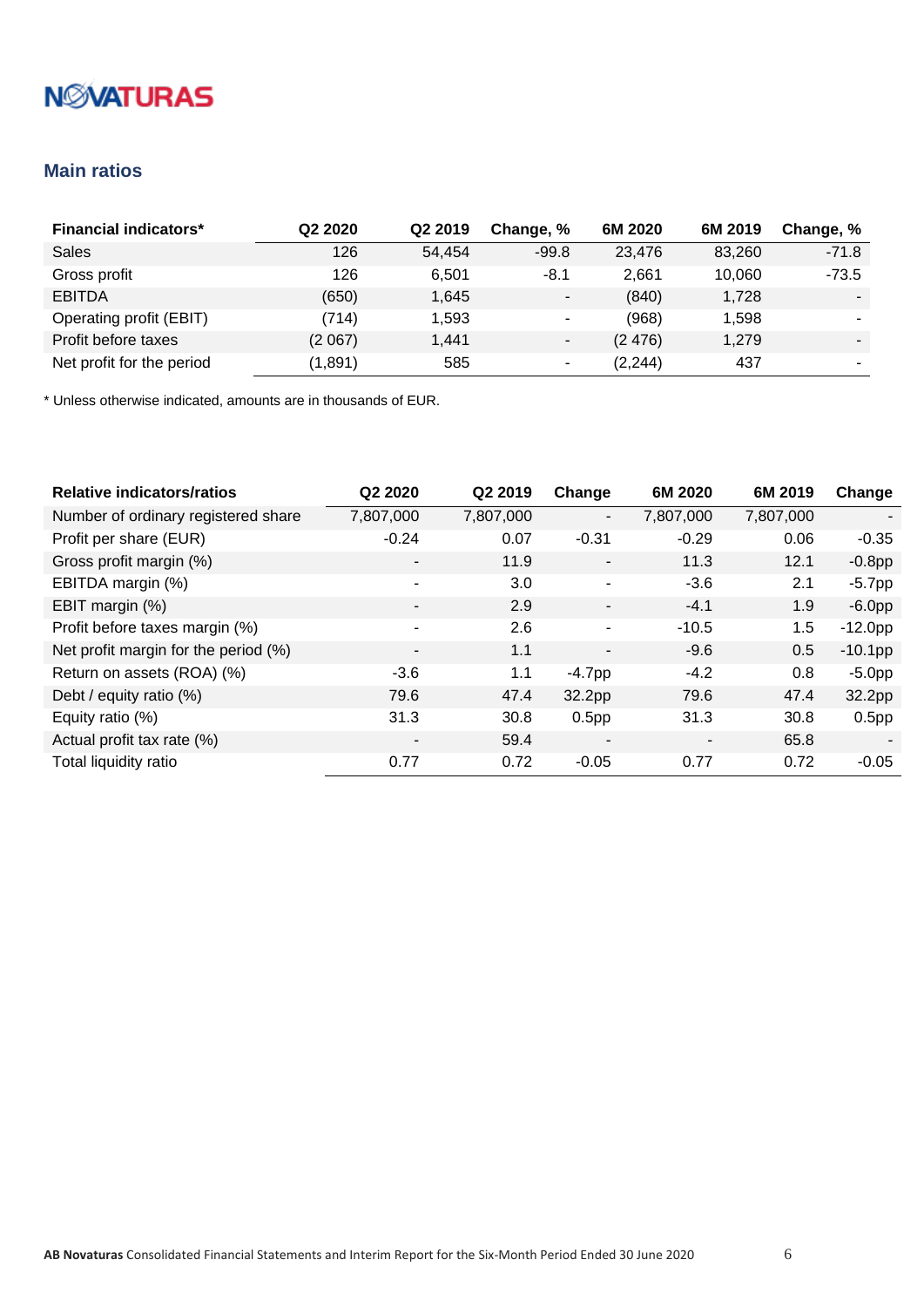## Main ratios

| Financial indicators* | Q2 2020 | Q2 2019 | Change, % | 6M 2020 | 6M 2019 | Change, % |
|---|---|---|---|---|---|---|
| Sales | 126 | 54,454 | -99.8 | 23,476 | 83,260 | -71.8 |
| Gross profit | 126 | 6,501 | -8.1 | 2,661 | 10,060 | -73.5 |
| EBITDA | (650) | 1,645 | - | (840) | 1,728 | - |
| Operating profit (EBIT) | (714) | 1,593 | - | (968) | 1,598 | - |
| Profit before taxes | (2 067) | 1,441 | - | (2 476) | 1,279 | - |
| Net profit for the period | (1,891) | 585 | - | (2,244) | 437 | - |

* Unless otherwise indicated, amounts are in thousands of EUR.

| Relative indicators/ratios | Q2 2020 | Q2 2019 | Change | 6M 2020 | 6M 2019 | Change |
|---|---|---|---|---|---|---|
| Number of ordinary registered share | 7,807,000 | 7,807,000 | - | 7,807,000 | 7,807,000 | - |
| Profit per share (EUR) | -0.24 | 0.07 | -0.31 | -0.29 | 0.06 | -0.35 |
| Gross profit margin (%) | - | 11.9 | - | 11.3 | 12.1 | -0.8pp |
| EBITDA margin (%) | - | 3.0 | - | -3.6 | 2.1 | -5.7pp |
| EBIT margin (%) | - | 2.9 | - | -4.1 | 1.9 | -6.0pp |
| Profit before taxes margin (%) | - | 2.6 | - | -10.5 | 1.5 | -12.0pp |
| Net profit margin for the period (%) | - | 1.1 | - | -9.6 | 0.5 | -10.1pp |
| Return on assets (ROA) (%) | -3.6 | 1.1 | -4.7pp | -4.2 | 0.8 | -5.0pp |
| Debt / equity ratio (%) | 79.6 | 47.4 | 32.2pp | 79.6 | 47.4 | 32.2pp |
| Equity ratio (%) | 31.3 | 30.8 | 0.5pp | 31.3 | 30.8 | 0.5pp |
| Actual profit tax rate (%) | - | 59.4 | - | - | 65.8 | - |
| Total liquidity ratio | 0.77 | 0.72 | -0.05 | 0.77 | 0.72 | -0.05 |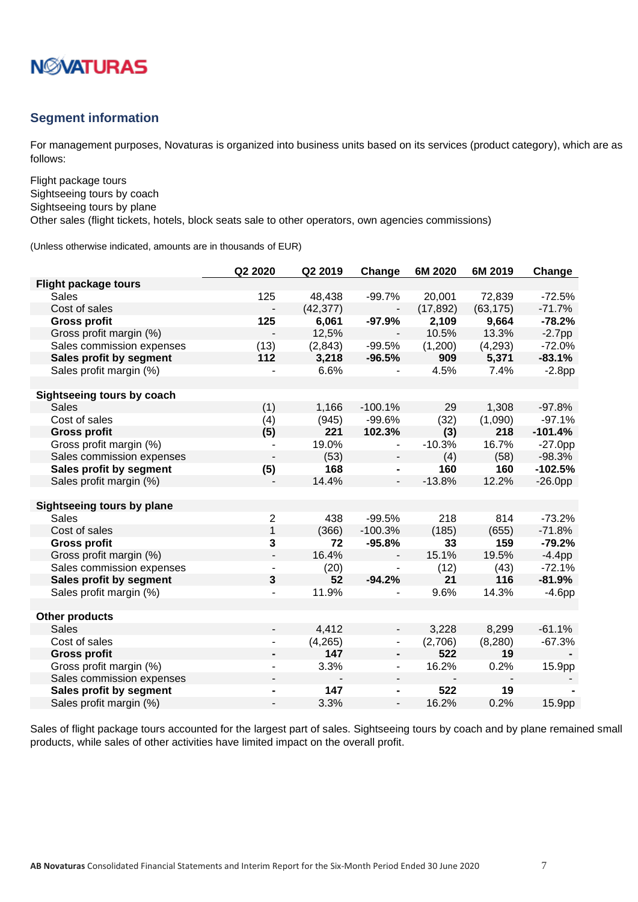## Segment information

For management purposes, Novaturas is organized into business units based on its services (product category), which are as follows:

Flight package tours
Sightseeing tours by coach
Sightseeing tours by plane
Other sales (flight tickets, hotels, block seats sale to other operators, own agencies commissions)

(Unless otherwise indicated, amounts are in thousands of EUR)

| | Q2 2020 | Q2 2019 | Change | 6M 2020 | 6M 2019 | Change |
|---|---|---|---|---|---|---|
| **Flight package tours** | | | | | | |
| Sales | 125 | 48,438 | -99.7% | 20,001 | 72,839 | -72.5% |
| Cost of sales | - | (42,377) | - | (17,892) | (63,175) | -71.7% |
| **Gross profit** | **125** | **6,061** | **-97.9%** | **2,109** | **9,664** | **-78.2%** |
| Gross profit margin (%) | - | 12,5% | - | 10.5% | 13.3% | -2.7pp |
| Sales commission expenses | (13) | (2,843) | -99.5% | (1,200) | (4,293) | -72.0% |
| **Sales profit by segment** | **112** | **3,218** | **-96.5%** | **909** | **5,371** | **-83.1%** |
| Sales profit margin (%) | - | 6.6% | - | 4.5% | 7.4% | -2.8pp |
| | | | | | | |
| **Sightseeing tours by coach** | | | | | | |
| Sales | (1) | 1,166 | -100.1% | 29 | 1,308 | -97.8% |
| Cost of sales | (4) | (945) | -99.6% | (32) | (1,090) | -97.1% |
| **Gross profit** | **(5)** | **221** | **102.3%** | **(3)** | **218** | **-101.4%** |
| Gross profit margin (%) | - | 19.0% | - | -10.3% | 16.7% | -27.0pp |
| Sales commission expenses | - | (53) | - | (4) | (58) | -98.3% |
| **Sales profit by segment** | **(5)** | **168** | **-** | **160** | **160** | **-102.5%** |
| Sales profit margin (%) | - | 14.4% | - | -13.8% | 12.2% | -26.0pp |
| | | | | | | |
| **Sightseeing tours by plane** | | | | | | |
| Sales | 2 | 438 | -99.5% | 218 | 814 | -73.2% |
| Cost of sales | 1 | (366) | -100.3% | (185) | (655) | -71.8% |
| **Gross profit** | **3** | **72** | **-95.8%** | **33** | **159** | **-79.2%** |
| Gross profit margin (%) | - | 16.4% | - | 15.1% | 19.5% | -4.4pp |
| Sales commission expenses | - | (20) | - | (12) | (43) | -72.1% |
| **Sales profit by segment** | **3** | **52** | **-94.2%** | **21** | **116** | **-81.9%** |
| Sales profit margin (%) | - | 11.9% | - | 9.6% | 14.3% | -4.6pp |
| | | | | | | |
| **Other products** | | | | | | |
| Sales | - | 4,412 | - | 3,228 | 8,299 | -61.1% |
| Cost of sales | - | (4,265) | - | (2,706) | (8,280) | -67.3% |
| **Gross profit** | **-** | **147** | **-** | **522** | **19** | **-** |
| Gross profit margin (%) | - | 3.3% | - | 16.2% | 0.2% | 15.9pp |
| Sales commission expenses | - | - | - | - | - | - |
| **Sales profit by segment** | **-** | **147** | **-** | **522** | **19** | **-** |
| Sales profit margin (%) | - | 3.3% | - | 16.2% | 0.2% | 15.9pp |

Sales of flight package tours accounted for the largest part of sales. Sightseeing tours by coach and by plane remained small products, while sales of other activities have limited impact on the overall profit.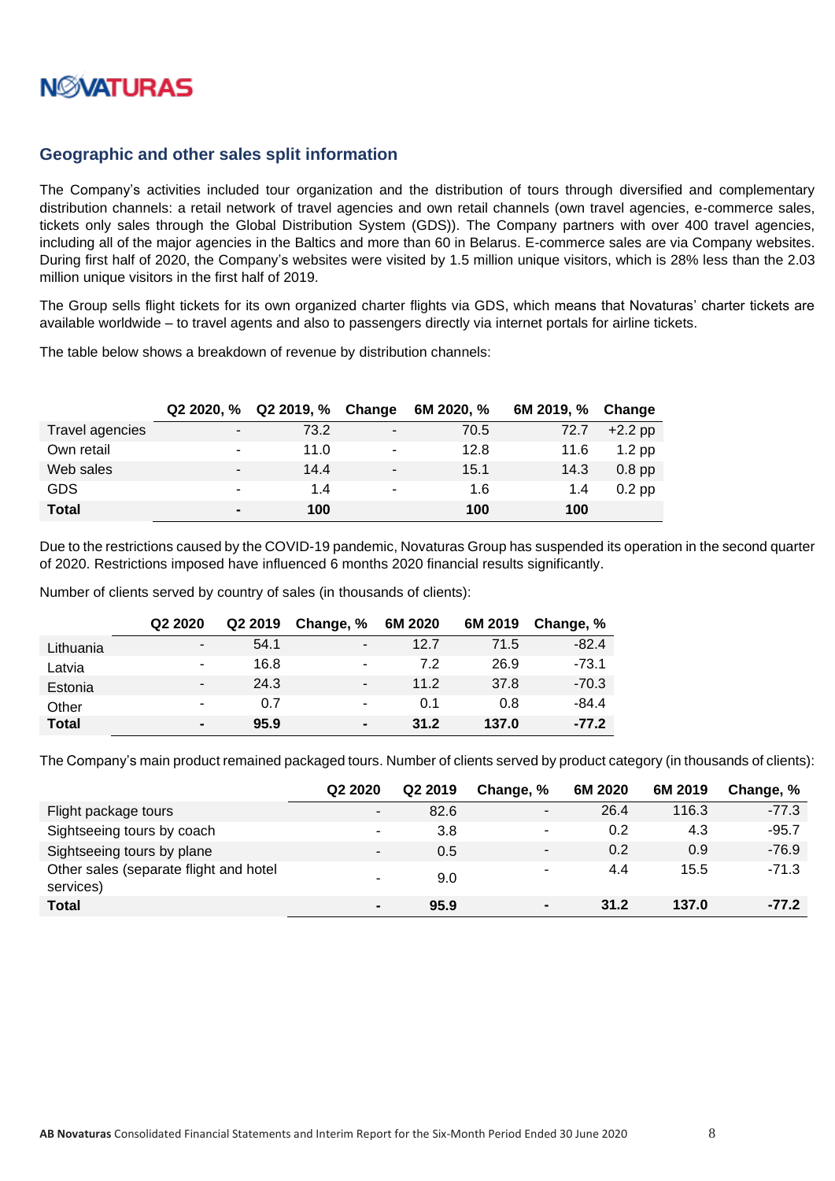## Geographic and other sales split information

The Company's activities included tour organization and the distribution of tours through diversified and complementary distribution channels: a retail network of travel agencies and own retail channels (own travel agencies, e-commerce sales, tickets only sales through the Global Distribution System (GDS)). The Company partners with over 400 travel agencies, including all of the major agencies in the Baltics and more than 60 in Belarus. E-commerce sales are via Company websites. During first half of 2020, the Company's websites were visited by 1.5 million unique visitors, which is 28% less than the 2.03 million unique visitors in the first half of 2019.

The Group sells flight tickets for its own organized charter flights via GDS, which means that Novaturas' charter tickets are available worldwide – to travel agents and also to passengers directly via internet portals for airline tickets.

The table below shows a breakdown of revenue by distribution channels:

| | Q2 2020, % | Q2 2019, % | Change | 6M 2020, % | 6M 2019, % | Change |
|---|---|---|---|---|---|---|
| Travel agencies | - | 73.2 | - | 70.5 | 72.7 | +2.2 pp |
| Own retail | - | 11.0 | - | 12.8 | 11.6 | 1.2 pp |
| Web sales | - | 14.4 | - | 15.1 | 14.3 | 0.8 pp |
| GDS | - | 1.4 | - | 1.6 | 1.4 | 0.2 pp |
| **Total** | **-** | **100** | | **100** | **100** | |

Due to the restrictions caused by the COVID-19 pandemic, Novaturas Group has suspended its operation in the second quarter of 2020. Restrictions imposed have influenced 6 months 2020 financial results significantly.

Number of clients served by country of sales (in thousands of clients):

| | Q2 2020 | Q2 2019 | Change, % | 6M 2020 | 6M 2019 | Change, % |
|---|---|---|---|---|---|---|
| Lithuania | - | 54.1 | - | 12.7 | 71.5 | -82.4 |
| Latvia | - | 16.8 | - | 7.2 | 26.9 | -73.1 |
| Estonia | - | 24.3 | - | 11.2 | 37.8 | -70.3 |
| Other | - | 0.7 | - | 0.1 | 0.8 | -84.4 |
| **Total** | **-** | **95.9** | **-** | **31.2** | **137.0** | **-77.2** |

The Company's main product remained packaged tours. Number of clients served by product category (in thousands of clients):

| | Q2 2020 | Q2 2019 | Change, % | 6M 2020 | 6M 2019 | Change, % |
|---|---|---|---|---|---|---|
| Flight package tours | - | 82.6 | - | 26.4 | 116.3 | -77.3 |
| Sightseeing tours by coach | - | 3.8 | - | 0.2 | 4.3 | -95.7 |
| Sightseeing tours by plane | - | 0.5 | - | 0.2 | 0.9 | -76.9 |
| Other sales (separate flight and hotel services) | - | 9.0 | - | 4.4 | 15.5 | -71.3 |
| **Total** | **-** | **95.9** | **-** | **31.2** | **137.0** | **-77.2** |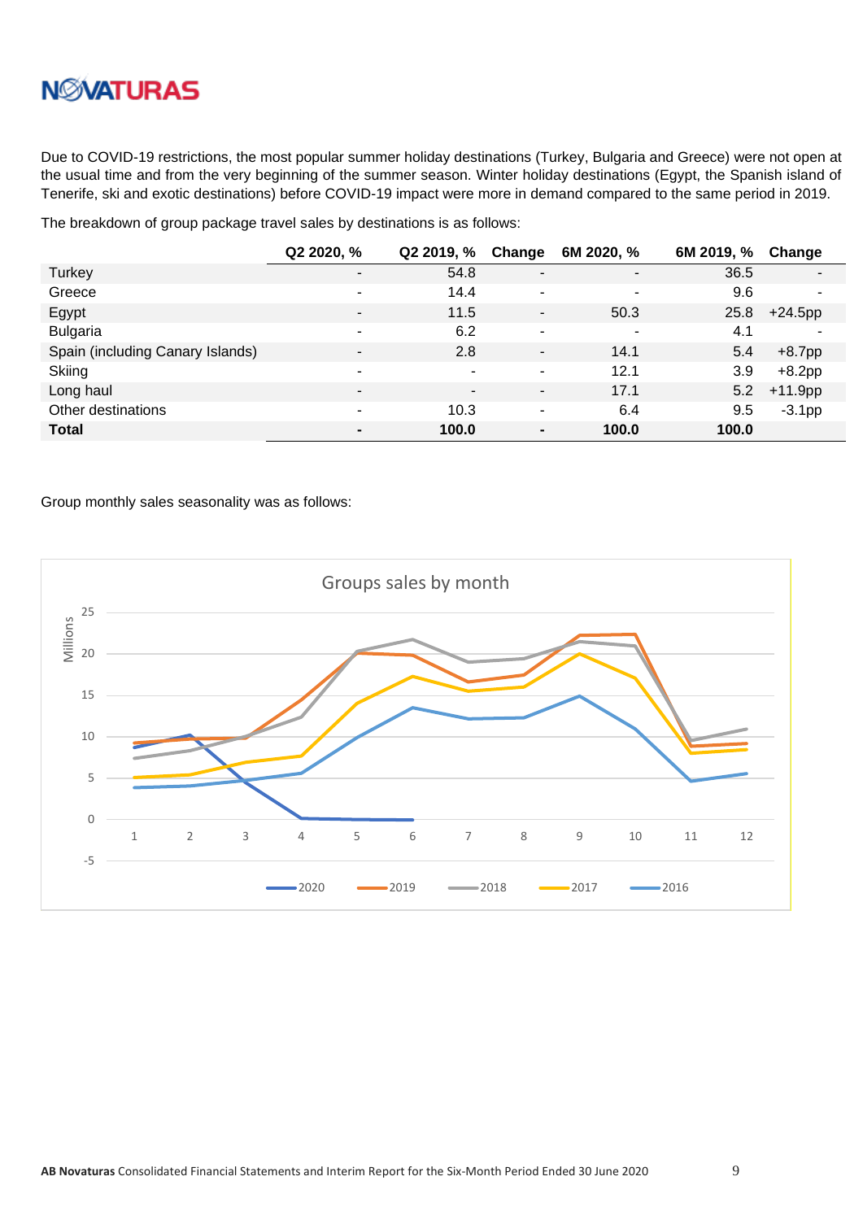Due to COVID-19 restrictions, the most popular summer holiday destinations (Turkey, Bulgaria and Greece) were not open at the usual time and from the very beginning of the summer season. Winter holiday destinations (Egypt, the Spanish island of Tenerife, ski and exotic destinations) before COVID-19 impact were more in demand compared to the same period in 2019.

The breakdown of group package travel sales by destinations is as follows:

| | Q2 2020, % | Q2 2019, % | Change | 6M 2020, % | 6M 2019, % | Change |
|---|---|---|---|---|---|---|
| Turkey | - | 54.8 | - | - | 36.5 | - |
| Greece | - | 14.4 | - | - | 9.6 | - |
| Egypt | - | 11.5 | - | 50.3 | 25.8 | +24.5pp |
| Bulgaria | - | 6.2 | - | - | 4.1 | - |
| Spain (including Canary Islands) | - | 2.8 | - | 14.1 | 5.4 | +8.7pp |
| Skiing | - | - | - | 12.1 | 3.9 | +8.2pp |
| Long haul | - | - | - | 17.1 | 5.2 | +11.9pp |
| Other destinations | - | 10.3 | - | 6.4 | 9.5 | -3.1pp |
| **Total** | **-** | **100.0** | **-** | **100.0** | **100.0** | |

Group monthly sales seasonality was as follows:

Groups sales by month

| Month | 2020 | 2019 | 2018 | 2017 | 2016 |
|---|---|---|---|---|---|
| 1 | ~8.7 | ~9.2 | ~7.4 | ~5.1 | ~3.9 |
| 2 | ~10.2 | ~9.7 | ~8.3 | ~5.4 | ~4.1 |
| 3 | ~4.6 | ~9.8 | ~10.0 | ~6.9 | ~4.7 |
| 4 | ~0.1 | ~14.5 | ~12.4 | ~7.7 | ~5.6 |
| 5 | ~0.0 | ~20.1 | ~20.3 | ~14.1 | ~9.9 |
| 6 | ~0.0 | ~19.8 | ~21.7 | ~17.3 | ~13.5 |
| 7 | | ~16.6 | ~19.0 | ~15.5 | ~12.1 |
| 8 | | ~17.5 | ~19.4 | ~16.0 | ~12.3 |
| 9 | | ~22.2 | ~21.5 | ~20.0 | ~14.9 |
| 10 | | ~22.4 | ~21.0 | ~17.1 | ~10.9 |
| 11 | | ~8.8 | ~9.6 | ~8.0 | ~4.6 |
| 12 | | ~9.1 | ~10.9 | ~8.4 | ~5.5 |

(Values in millions; approximate readings from chart)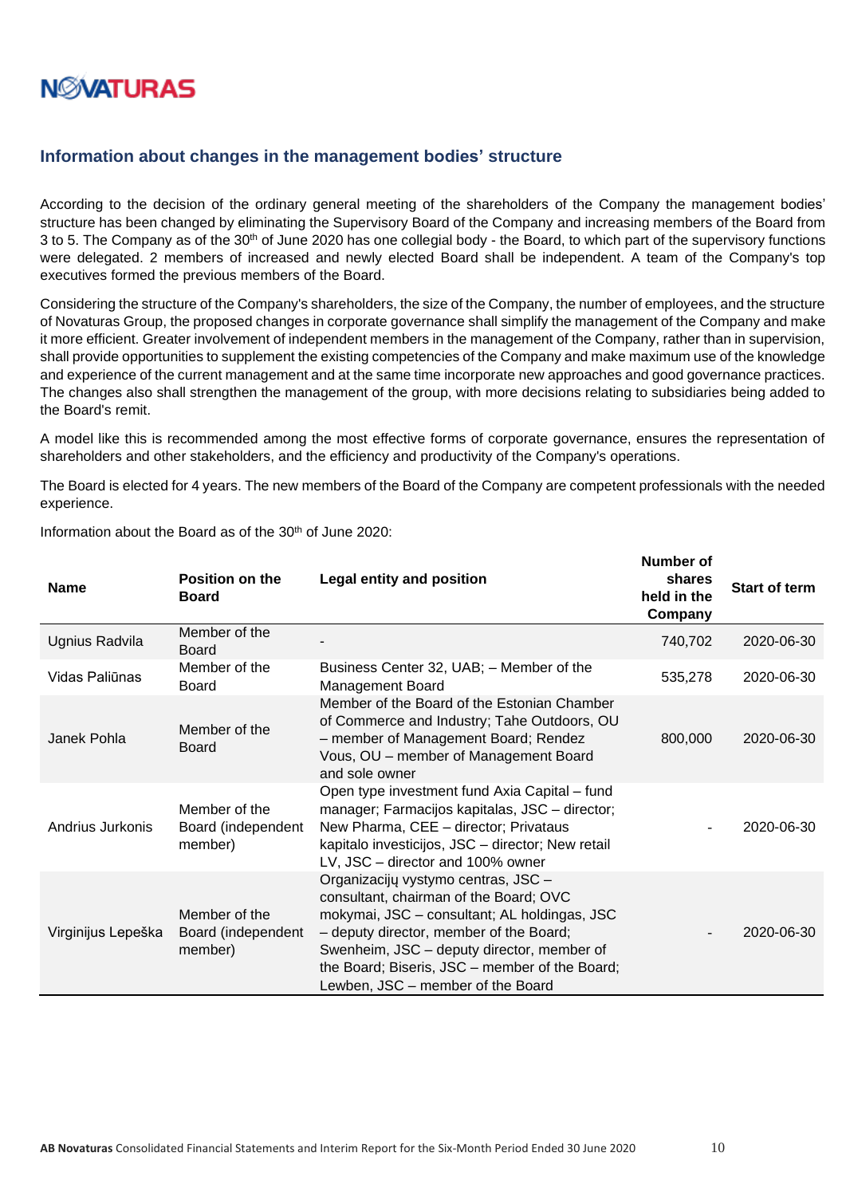## Information about changes in the management bodies' structure

According to the decision of the ordinary general meeting of the shareholders of the Company the management bodies' structure has been changed by eliminating the Supervisory Board of the Company and increasing members of the Board from 3 to 5. The Company as of the 30th of June 2020 has one collegial body - the Board, to which part of the supervisory functions were delegated. 2 members of increased and newly elected Board shall be independent. A team of the Company's top executives formed the previous members of the Board.

Considering the structure of the Company's shareholders, the size of the Company, the number of employees, and the structure of Novaturas Group, the proposed changes in corporate governance shall simplify the management of the Company and make it more efficient. Greater involvement of independent members in the management of the Company, rather than in supervision, shall provide opportunities to supplement the existing competencies of the Company and make maximum use of the knowledge and experience of the current management and at the same time incorporate new approaches and good governance practices. The changes also shall strengthen the management of the group, with more decisions relating to subsidiaries being added to the Board's remit.

A model like this is recommended among the most effective forms of corporate governance, ensures the representation of shareholders and other stakeholders, and the efficiency and productivity of the Company's operations.

The Board is elected for 4 years. The new members of the Board of the Company are competent professionals with the needed experience.

Information about the Board as of the 30th of June 2020:

| Name | Position on the Board | Legal entity and position | Number of shares held in the Company | Start of term |
|---|---|---|---|---|
| Ugnius Radvila | Member of the Board | - | 740,702 | 2020-06-30 |
| Vidas Paliūnas | Member of the Board | Business Center 32, UAB; – Member of the Management Board | 535,278 | 2020-06-30 |
| Janek Pohla | Member of the Board | Member of the Board of the Estonian Chamber of Commerce and Industry; Tahe Outdoors, OU – member of Management Board; Rendez Vous, OU – member of Management Board and sole owner | 800,000 | 2020-06-30 |
| Andrius Jurkonis | Member of the Board (independent member) | Open type investment fund Axia Capital – fund manager; Farmacijos kapitalas, JSC – director; New Pharma, CEE – director; Privataus kapitalo investicijos, JSC – director; New retail LV, JSC – director and 100% owner | - | 2020-06-30 |
| Virginijus Lepeška | Member of the Board (independent member) | Organizacijų vystymo centras, JSC – consultant, chairman of the Board; OVC mokymai, JSC – consultant; AL holdingas, JSC – deputy director, member of the Board; Swenheim, JSC – deputy director, member of the Board; Biseris, JSC – member of the Board; Lewben, JSC – member of the Board | - | 2020-06-30 |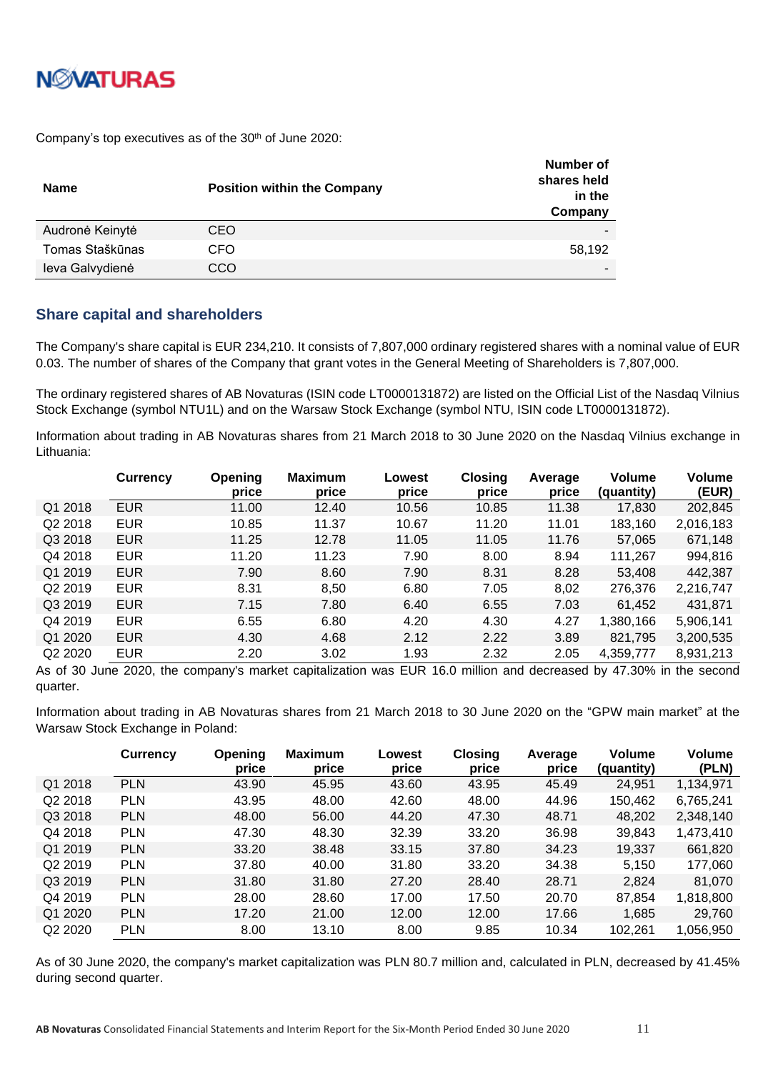Company's top executives as of the 30th of June 2020:

| Name | Position within the Company | Number of shares held in the Company |
|---|---|---|
| Audronė Keinytė | CEO | - |
| Tomas Staškūnas | CFO | 58,192 |
| Ieva Galvydienė | CCO | - |

## Share capital and shareholders

The Company's share capital is EUR 234,210. It consists of 7,807,000 ordinary registered shares with a nominal value of EUR 0.03. The number of shares of the Company that grant votes in the General Meeting of Shareholders is 7,807,000.

The ordinary registered shares of AB Novaturas (ISIN code LT0000131872) are listed on the Official List of the Nasdaq Vilnius Stock Exchange (symbol NTU1L) and on the Warsaw Stock Exchange (symbol NTU, ISIN code LT0000131872).

Information about trading in AB Novaturas shares from 21 March 2018 to 30 June 2020 on the Nasdaq Vilnius exchange in Lithuania:

| | Currency | Opening price | Maximum price | Lowest price | Closing price | Average price | Volume (quantity) | Volume (EUR) |
|---|---|---|---|---|---|---|---|---|
| Q1 2018 | EUR | 11.00 | 12.40 | 10.56 | 10.85 | 11.38 | 17,830 | 202,845 |
| Q2 2018 | EUR | 10.85 | 11.37 | 10.67 | 11.20 | 11.01 | 183,160 | 2,016,183 |
| Q3 2018 | EUR | 11.25 | 12.78 | 11.05 | 11.05 | 11.76 | 57,065 | 671,148 |
| Q4 2018 | EUR | 11.20 | 11.23 | 7.90 | 8.00 | 8.94 | 111,267 | 994,816 |
| Q1 2019 | EUR | 7.90 | 8.60 | 7.90 | 8.31 | 8.28 | 53,408 | 442,387 |
| Q2 2019 | EUR | 8.31 | 8,50 | 6.80 | 7.05 | 8,02 | 276,376 | 2,216,747 |
| Q3 2019 | EUR | 7.15 | 7.80 | 6.40 | 6.55 | 7.03 | 61,452 | 431,871 |
| Q4 2019 | EUR | 6.55 | 6.80 | 4.20 | 4.30 | 4.27 | 1,380,166 | 5,906,141 |
| Q1 2020 | EUR | 4.30 | 4.68 | 2.12 | 2.22 | 3.89 | 821,795 | 3,200,535 |
| Q2 2020 | EUR | 2.20 | 3.02 | 1.93 | 2.32 | 2.05 | 4,359,777 | 8,931,213 |

As of 30 June 2020, the company's market capitalization was EUR 16.0 million and decreased by 47.30% in the second quarter.

Information about trading in AB Novaturas shares from 21 March 2018 to 30 June 2020 on the "GPW main market" at the Warsaw Stock Exchange in Poland:

| | Currency | Opening price | Maximum price | Lowest price | Closing price | Average price | Volume (quantity) | Volume (PLN) |
|---|---|---|---|---|---|---|---|---|
| Q1 2018 | PLN | 43.90 | 45.95 | 43.60 | 43.95 | 45.49 | 24,951 | 1,134,971 |
| Q2 2018 | PLN | 43.95 | 48.00 | 42.60 | 48.00 | 44.96 | 150,462 | 6,765,241 |
| Q3 2018 | PLN | 48.00 | 56.00 | 44.20 | 47.30 | 48.71 | 48,202 | 2,348,140 |
| Q4 2018 | PLN | 47.30 | 48.30 | 32.39 | 33.20 | 36.98 | 39,843 | 1,473,410 |
| Q1 2019 | PLN | 33.20 | 38.48 | 33.15 | 37.80 | 34.23 | 19,337 | 661,820 |
| Q2 2019 | PLN | 37.80 | 40.00 | 31.80 | 33.20 | 34.38 | 5,150 | 177,060 |
| Q3 2019 | PLN | 31.80 | 31.80 | 27.20 | 28.40 | 28.71 | 2,824 | 81,070 |
| Q4 2019 | PLN | 28.00 | 28.60 | 17.00 | 17.50 | 20.70 | 87,854 | 1,818,800 |
| Q1 2020 | PLN | 17.20 | 21.00 | 12.00 | 12.00 | 17.66 | 1,685 | 29,760 |
| Q2 2020 | PLN | 8.00 | 13.10 | 8.00 | 9.85 | 10.34 | 102,261 | 1,056,950 |

As of 30 June 2020, the company's market capitalization was PLN 80.7 million and, calculated in PLN, decreased by 41.45% during second quarter.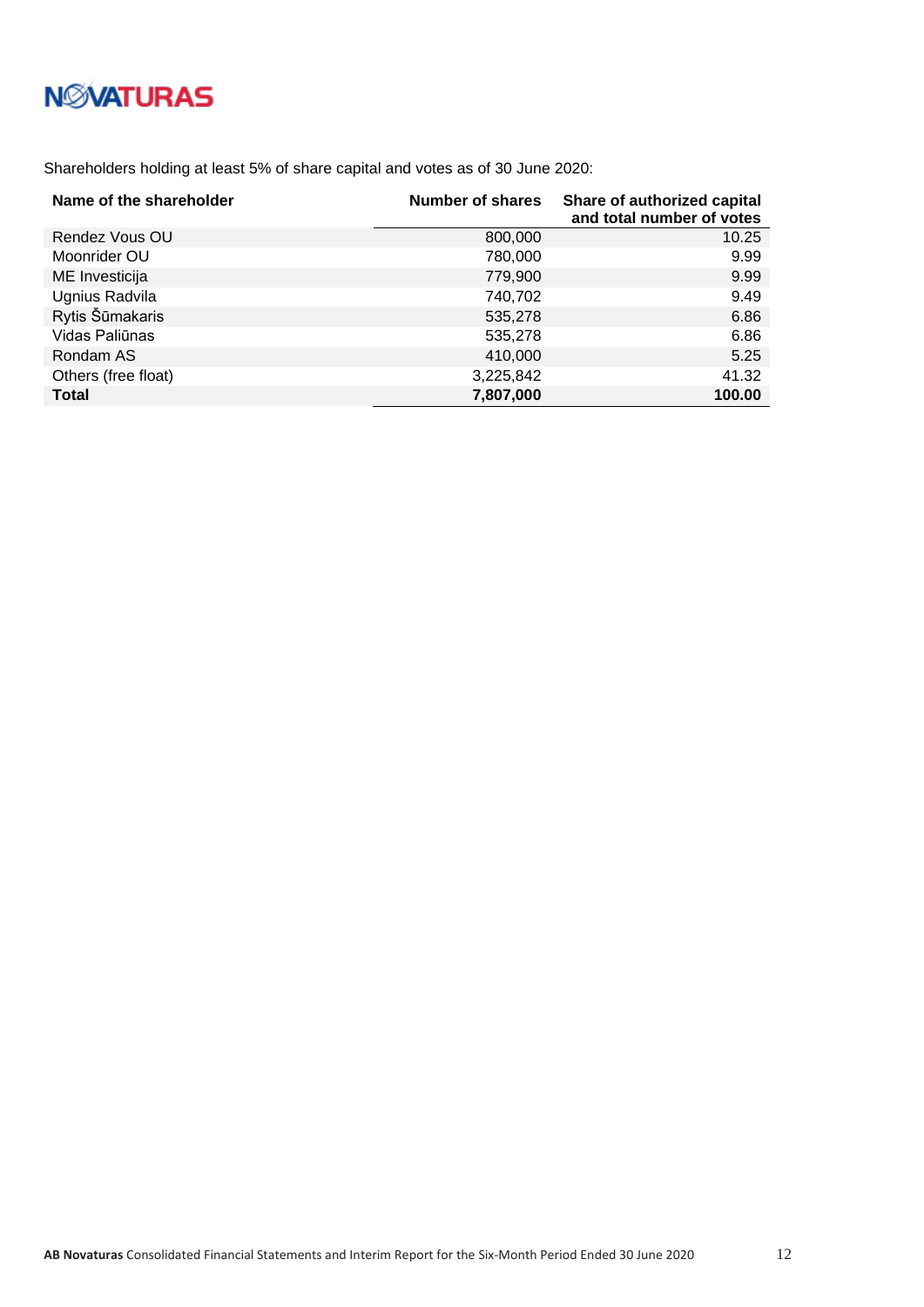Shareholders holding at least 5% of share capital and votes as of 30 June 2020:

| Name of the shareholder | Number of shares | Share of authorized capital and total number of votes |
|---|---|---|
| Rendez Vous OU | 800,000 | 10.25 |
| Moonrider OU | 780,000 | 9.99 |
| ME Investicija | 779,900 | 9.99 |
| Ugnius Radvila | 740,702 | 9.49 |
| Rytis Šūmakaris | 535,278 | 6.86 |
| Vidas Paliūnas | 535,278 | 6.86 |
| Rondam AS | 410,000 | 5.25 |
| Others (free float) | 3,225,842 | 41.32 |
| **Total** | **7,807,000** | **100.00** |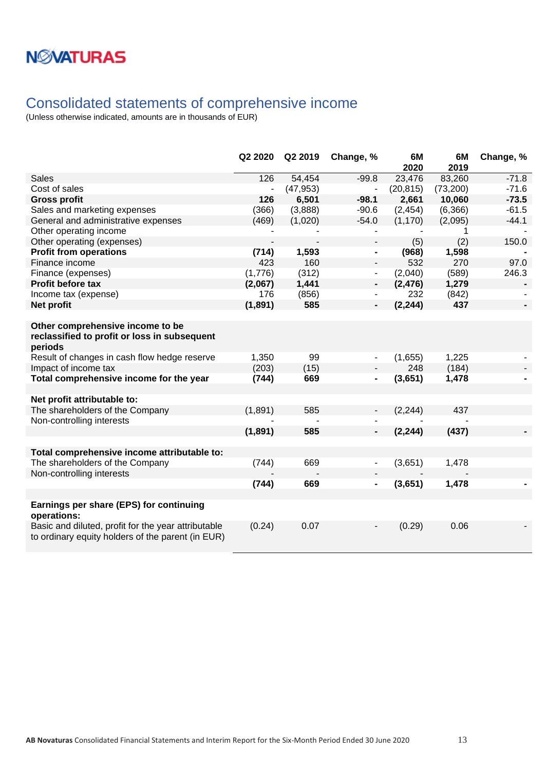# Consolidated statements of comprehensive income

(Unless otherwise indicated, amounts are in thousands of EUR)

| | Q2 2020 | Q2 2019 | Change, % | 6M 2020 | 6M 2019 | Change, % |
|---|---|---|---|---|---|---|
| Sales | 126 | 54,454 | -99.8 | 23,476 | 83,260 | -71.8 |
| Cost of sales | - | (47,953) | - | (20,815) | (73,200) | -71.6 |
| **Gross profit** | **126** | **6,501** | **-98.1** | **2,661** | **10,060** | **-73.5** |
| Sales and marketing expenses | (366) | (3,888) | -90.6 | (2,454) | (6,366) | -61.5 |
| General and administrative expenses | (469) | (1,020) | -54.0 | (1,170) | (2,095) | -44.1 |
| Other operating income | - | - | - | - | 1 | - |
| Other operating (expenses) | - | - | - | (5) | (2) | 150.0 |
| **Profit from operations** | **(714)** | **1,593** | **-** | **(968)** | **1,598** | **-** |
| Finance income | 423 | 160 | - | 532 | 270 | 97.0 |
| Finance (expenses) | (1,776) | (312) | - | (2,040) | (589) | 246.3 |
| **Profit before tax** | **(2,067)** | **1,441** | **-** | **(2,476)** | **1,279** | **-** |
| Income tax (expense) | 176 | (856) | - | 232 | (842) | - |
| **Net profit** | **(1,891)** | **585** | **-** | **(2,244)** | **437** | **-** |
| | | | | | | |
| **Other comprehensive income to be reclassified to profit or loss in subsequent periods** | | | | | | |
| Result of changes in cash flow hedge reserve | 1,350 | 99 | - | (1,655) | 1,225 | - |
| Impact of income tax | (203) | (15) | - | 248 | (184) | - |
| **Total comprehensive income for the year** | **(744)** | **669** | **-** | **(3,651)** | **1,478** | **-** |
| | | | | | | |
| **Net profit attributable to:** | | | | | | |
| The shareholders of the Company | (1,891) | 585 | - | (2,244) | 437 | |
| Non-controlling interests | - | - | - | - | - | |
| | **(1,891)** | **585** | **-** | **(2,244)** | **(437)** | **-** |
| | | | | | | |
| **Total comprehensive income attributable to:** | | | | | | |
| The shareholders of the Company | (744) | 669 | - | (3,651) | 1,478 | |
| Non-controlling interests | - | - | - | - | - | |
| | **(744)** | **669** | **-** | **(3,651)** | **1,478** | **-** |
| | | | | | | |
| **Earnings per share (EPS) for continuing operations:** | | | | | | |
| Basic and diluted, profit for the year attributable to ordinary equity holders of the parent (in EUR) | (0.24) | 0.07 | - | (0.29) | 0.06 | - |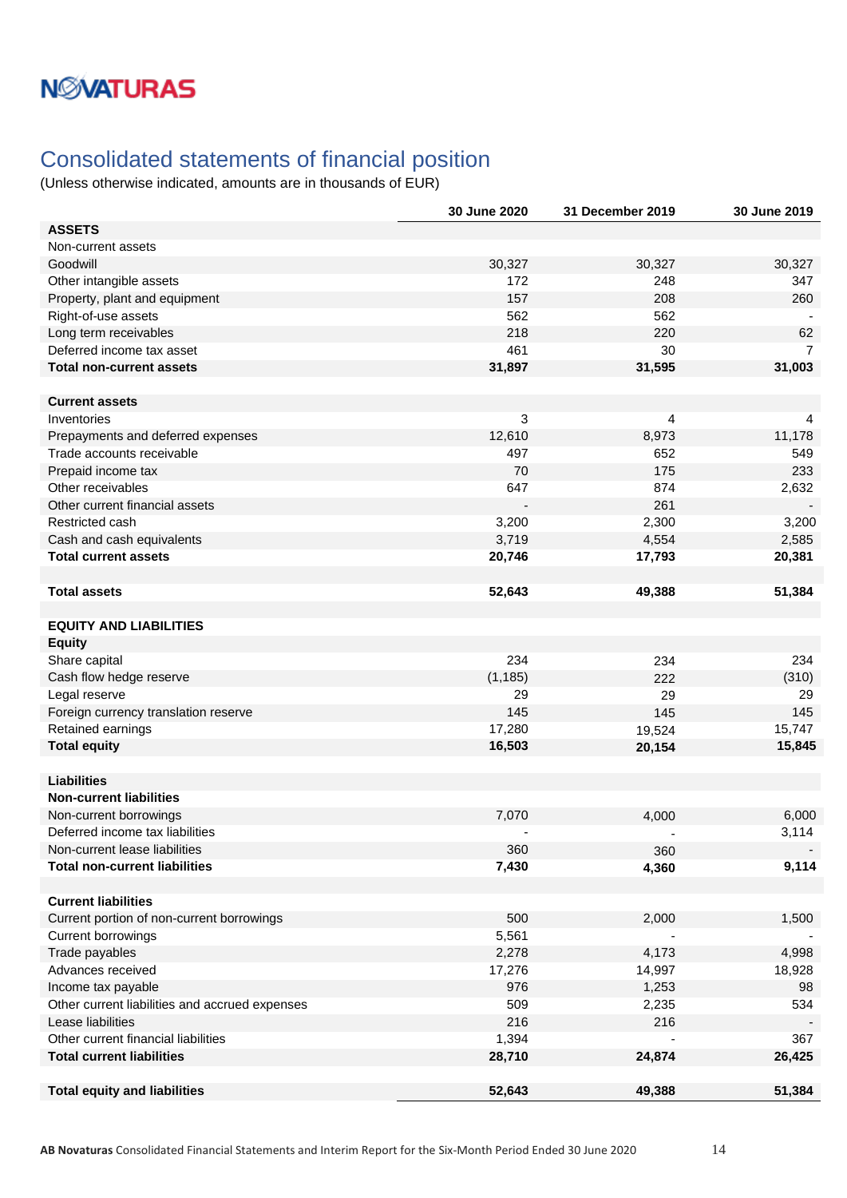# Consolidated statements of financial position

(Unless otherwise indicated, amounts are in thousands of EUR)

| | 30 June 2020 | 31 December 2019 | 30 June 2019 |
|---|---|---|---|
| **ASSETS** | | | |
| Non-current assets | | | |
| Goodwill | 30,327 | 30,327 | 30,327 |
| Other intangible assets | 172 | 248 | 347 |
| Property, plant and equipment | 157 | 208 | 260 |
| Right-of-use assets | 562 | 562 | - |
| Long term receivables | 218 | 220 | 62 |
| Deferred income tax asset | 461 | 30 | 7 |
| **Total non-current assets** | **31,897** | **31,595** | **31,003** |
| | | | |
| **Current assets** | | | |
| Inventories | 3 | 4 | 4 |
| Prepayments and deferred expenses | 12,610 | 8,973 | 11,178 |
| Trade accounts receivable | 497 | 652 | 549 |
| Prepaid income tax | 70 | 175 | 233 |
| Other receivables | 647 | 874 | 2,632 |
| Other current financial assets | - | 261 | - |
| Restricted cash | 3,200 | 2,300 | 3,200 |
| Cash and cash equivalents | 3,719 | 4,554 | 2,585 |
| **Total current assets** | **20,746** | **17,793** | **20,381** |
| | | | |
| **Total assets** | **52,643** | **49,388** | **51,384** |
| | | | |
| **EQUITY AND LIABILITIES** | | | |
| **Equity** | | | |
| Share capital | 234 | 234 | 234 |
| Cash flow hedge reserve | (1,185) | 222 | (310) |
| Legal reserve | 29 | 29 | 29 |
| Foreign currency translation reserve | 145 | 145 | 145 |
| Retained earnings | 17,280 | 19,524 | 15,747 |
| **Total equity** | **16,503** | **20,154** | **15,845** |
| | | | |
| **Liabilities** | | | |
| **Non-current liabilities** | | | |
| Non-current borrowings | 7,070 | 4,000 | 6,000 |
| Deferred income tax liabilities | - | - | 3,114 |
| Non-current lease liabilities | 360 | 360 | - |
| **Total non-current liabilities** | **7,430** | **4,360** | **9,114** |
| | | | |
| **Current liabilities** | | | |
| Current portion of non-current borrowings | 500 | 2,000 | 1,500 |
| Current borrowings | 5,561 | - | - |
| Trade payables | 2,278 | 4,173 | 4,998 |
| Advances received | 17,276 | 14,997 | 18,928 |
| Income tax payable | 976 | 1,253 | 98 |
| Other current liabilities and accrued expenses | 509 | 2,235 | 534 |
| Lease liabilities | 216 | 216 | - |
| Other current financial liabilities | 1,394 | - | 367 |
| **Total current liabilities** | **28,710** | **24,874** | **26,425** |
| | | | |
| **Total equity and liabilities** | **52,643** | **49,388** | **51,384** |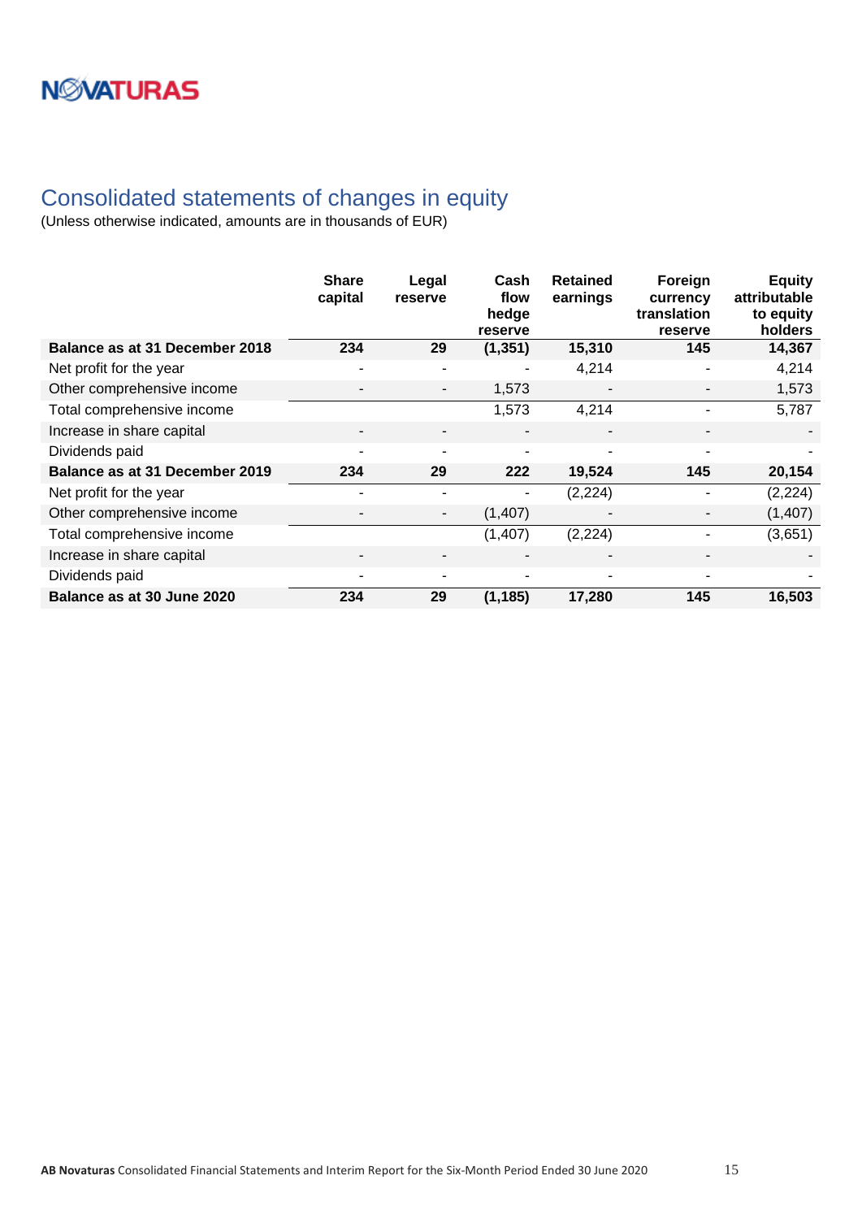# Consolidated statements of changes in equity

(Unless otherwise indicated, amounts are in thousands of EUR)

| | Share capital | Legal reserve | Cash flow hedge reserve | Retained earnings | Foreign currency translation reserve | Equity attributable to equity holders |
|---|---|---|---|---|---|---|
| **Balance as at 31 December 2018** | **234** | **29** | **(1,351)** | **15,310** | **145** | **14,367** |
| Net profit for the year | - | - | - | 4,214 | - | 4,214 |
| Other comprehensive income | - | - | 1,573 | - | - | 1,573 |
| Total comprehensive income | | | 1,573 | 4,214 | - | 5,787 |
| Increase in share capital | - | - | - | - | - | - |
| Dividends paid | - | - | - | - | - | - |
| **Balance as at 31 December 2019** | **234** | **29** | **222** | **19,524** | **145** | **20,154** |
| Net profit for the year | - | - | - | (2,224) | - | (2,224) |
| Other comprehensive income | - | - | (1,407) | - | - | (1,407) |
| Total comprehensive income | | | (1,407) | (2,224) | - | (3,651) |
| Increase in share capital | - | - | - | - | - | - |
| Dividends paid | - | - | - | - | - | - |
| **Balance as at 30 June 2020** | **234** | **29** | **(1,185)** | **17,280** | **145** | **16,503** |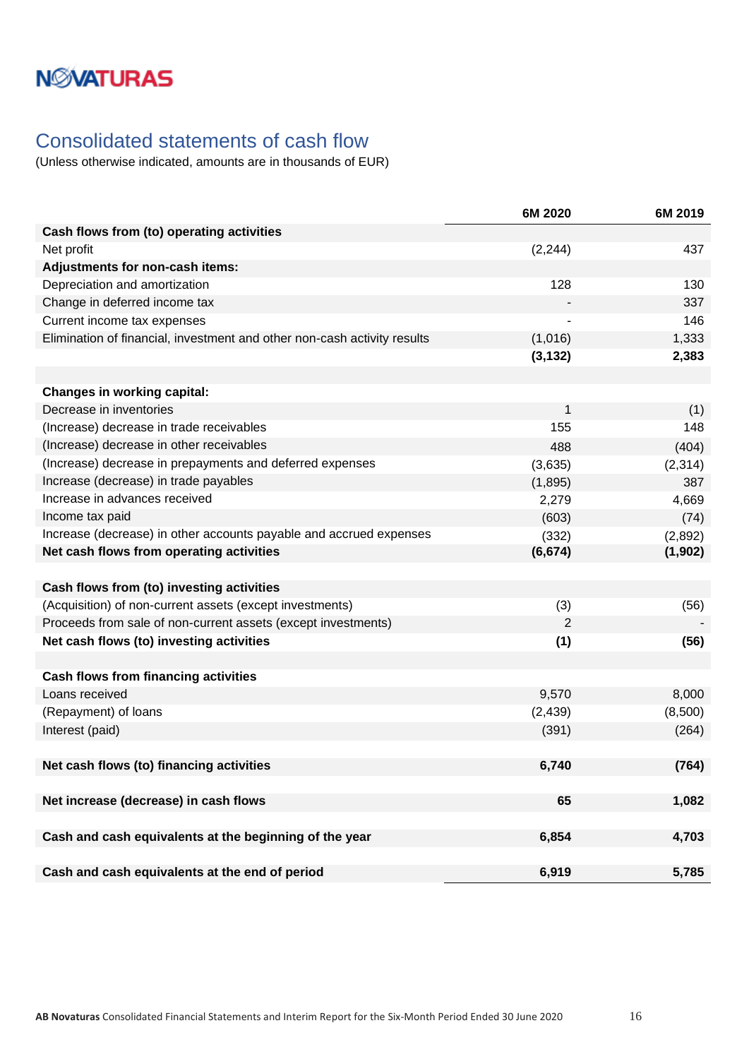NOVATURAS

## Consolidated statements of cash flow

(Unless otherwise indicated, amounts are in thousands of EUR)

| | 6M 2020 | 6M 2019 |
|---|---|---|
| **Cash flows from (to) operating activities** | | |
| Net profit | (2,244) | 437 |
| **Adjustments for non-cash items:** | | |
| Depreciation and amortization | 128 | 130 |
| Change in deferred income tax | - | 337 |
| Current income tax expenses | - | 146 |
| Elimination of financial, investment and other non-cash activity results | (1,016) | 1,333 |
| | **(3,132)** | **2,383** |
| | | |
| **Changes in working capital:** | | |
| Decrease in inventories | 1 | (1) |
| (Increase) decrease in trade receivables | 155 | 148 |
| (Increase) decrease in other receivables | 488 | (404) |
| (Increase) decrease in prepayments and deferred expenses | (3,635) | (2,314) |
| Increase (decrease) in trade payables | (1,895) | 387 |
| Increase in advances received | 2,279 | 4,669 |
| Income tax paid | (603) | (74) |
| Increase (decrease) in other accounts payable and accrued expenses | (332) | (2,892) |
| **Net cash flows from operating activities** | **(6,674)** | **(1,902)** |
| | | |
| **Cash flows from (to) investing activities** | | |
| (Acquisition) of non-current assets (except investments) | (3) | (56) |
| Proceeds from sale of non-current assets (except investments) | 2 | - |
| **Net cash flows (to) investing activities** | **(1)** | **(56)** |
| | | |
| **Cash flows from financing activities** | | |
| Loans received | 9,570 | 8,000 |
| (Repayment) of loans | (2,439) | (8,500) |
| Interest (paid) | (391) | (264) |
| | | |
| **Net cash flows (to) financing activities** | **6,740** | **(764)** |
| | | |
| **Net increase (decrease) in cash flows** | **65** | **1,082** |
| | | |
| **Cash and cash equivalents at the beginning of the year** | **6,854** | **4,703** |
| | | |
| **Cash and cash equivalents at the end of period** | **6,919** | **5,785** |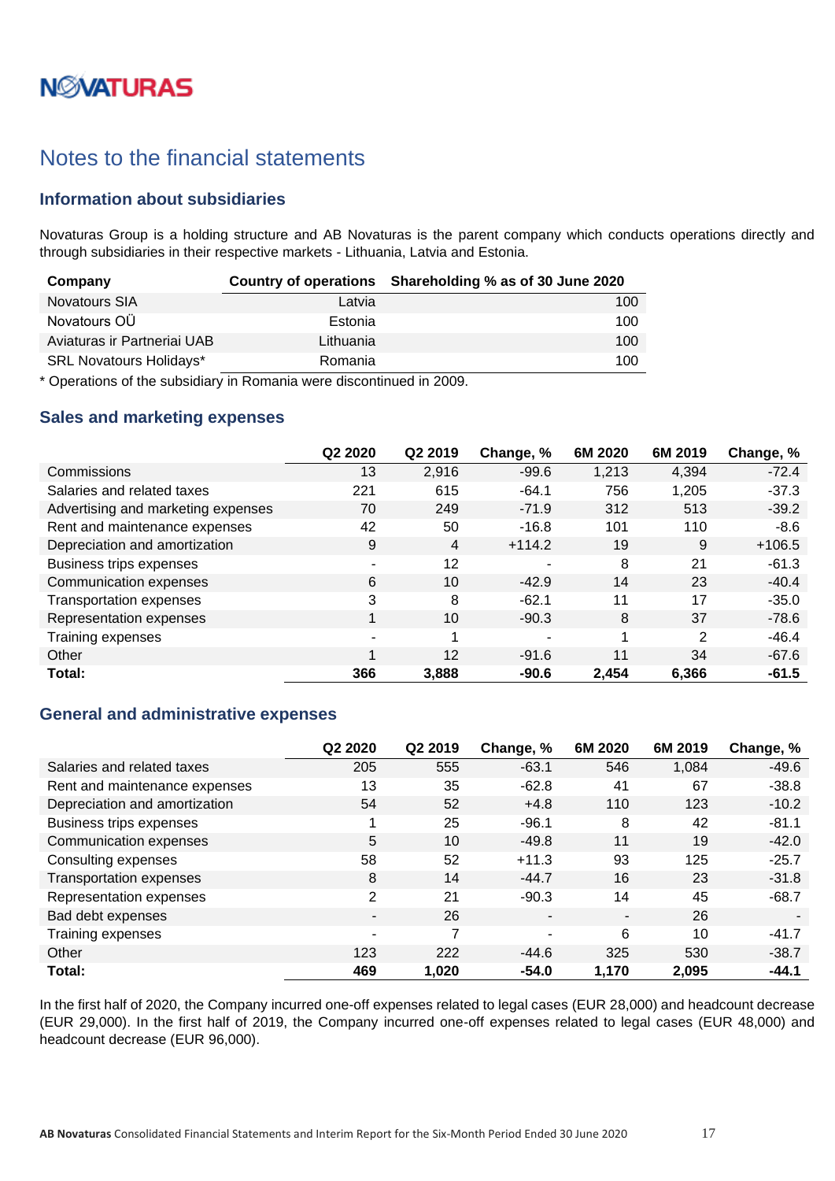# Notes to the financial statements

## Information about subsidiaries

Novaturas Group is a holding structure and AB Novaturas is the parent company which conducts operations directly and through subsidiaries in their respective markets - Lithuania, Latvia and Estonia.

| Company | Country of operations | Shareholding % as of 30 June 2020 |
|---|---|---|
| Novatours SIA | Latvia | 100 |
| Novatours OÜ | Estonia | 100 |
| Aviaturas ir Partneriai UAB | Lithuania | 100 |
| SRL Novatours Holidays* | Romania | 100 |

* Operations of the subsidiary in Romania were discontinued in 2009.

## Sales and marketing expenses

| | Q2 2020 | Q2 2019 | Change, % | 6M 2020 | 6M 2019 | Change, % |
|---|---|---|---|---|---|---|
| Commissions | 13 | 2,916 | -99.6 | 1,213 | 4,394 | -72.4 |
| Salaries and related taxes | 221 | 615 | -64.1 | 756 | 1,205 | -37.3 |
| Advertising and marketing expenses | 70 | 249 | -71.9 | 312 | 513 | -39.2 |
| Rent and maintenance expenses | 42 | 50 | -16.8 | 101 | 110 | -8.6 |
| Depreciation and amortization | 9 | 4 | +114.2 | 19 | 9 | +106.5 |
| Business trips expenses | - | 12 | - | 8 | 21 | -61.3 |
| Communication expenses | 6 | 10 | -42.9 | 14 | 23 | -40.4 |
| Transportation expenses | 3 | 8 | -62.1 | 11 | 17 | -35.0 |
| Representation expenses | 1 | 10 | -90.3 | 8 | 37 | -78.6 |
| Training expenses | - | 1 | - | 1 | 2 | -46.4 |
| Other | 1 | 12 | -91.6 | 11 | 34 | -67.6 |
| **Total:** | **366** | **3,888** | **-90.6** | **2,454** | **6,366** | **-61.5** |

## General and administrative expenses

| | Q2 2020 | Q2 2019 | Change, % | 6M 2020 | 6M 2019 | Change, % |
|---|---|---|---|---|---|---|
| Salaries and related taxes | 205 | 555 | -63.1 | 546 | 1,084 | -49.6 |
| Rent and maintenance expenses | 13 | 35 | -62.8 | 41 | 67 | -38.8 |
| Depreciation and amortization | 54 | 52 | +4.8 | 110 | 123 | -10.2 |
| Business trips expenses | 1 | 25 | -96.1 | 8 | 42 | -81.1 |
| Communication expenses | 5 | 10 | -49.8 | 11 | 19 | -42.0 |
| Consulting expenses | 58 | 52 | +11.3 | 93 | 125 | -25.7 |
| Transportation expenses | 8 | 14 | -44.7 | 16 | 23 | -31.8 |
| Representation expenses | 2 | 21 | -90.3 | 14 | 45 | -68.7 |
| Bad debt expenses | - | 26 | - | - | 26 | - |
| Training expenses | - | 7 | - | 6 | 10 | -41.7 |
| Other | 123 | 222 | -44.6 | 325 | 530 | -38.7 |
| **Total:** | **469** | **1,020** | **-54.0** | **1,170** | **2,095** | **-44.1** |

In the first half of 2020, the Company incurred one-off expenses related to legal cases (EUR 28,000) and headcount decrease (EUR 29,000). In the first half of 2019, the Company incurred one-off expenses related to legal cases (EUR 48,000) and headcount decrease (EUR 96,000).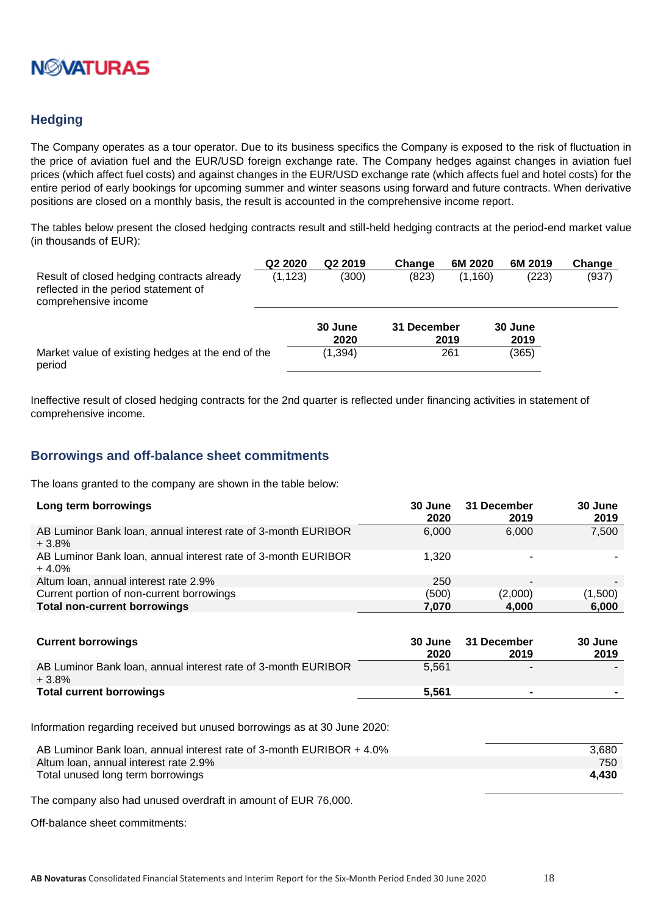## Hedging

The Company operates as a tour operator. Due to its business specifics the Company is exposed to the risk of fluctuation in the price of aviation fuel and the EUR/USD foreign exchange rate. The Company hedges against changes in aviation fuel prices (which affect fuel costs) and against changes in the EUR/USD exchange rate (which affects fuel and hotel costs) for the entire period of early bookings for upcoming summer and winter seasons using forward and future contracts. When derivative positions are closed on a monthly basis, the result is accounted in the comprehensive income report.

The tables below present the closed hedging contracts result and still-held hedging contracts at the period-end market value (in thousands of EUR):

| | Q2 2020 | Q2 2019 | Change | 6M 2020 | 6M 2019 | Change |
|---|---|---|---|---|---|---|
| Result of closed hedging contracts already reflected in the period statement of comprehensive income | (1,123) | (300) | (823) | (1,160) | (223) | (937) |

| | 30 June 2020 | 31 December 2019 | 30 June 2019 |
|---|---|---|---|
| Market value of existing hedges at the end of the period | (1,394) | 261 | (365) |

Ineffective result of closed hedging contracts for the 2nd quarter is reflected under financing activities in statement of comprehensive income.

## Borrowings and off-balance sheet commitments

The loans granted to the company are shown in the table below:

| **Long term borrowings** | 30 June 2020 | 31 December 2019 | 30 June 2019 |
|---|---|---|---|
| AB Luminor Bank loan, annual interest rate of 3-month EURIBOR + 3.8% | 6,000 | 6,000 | 7,500 |
| AB Luminor Bank loan, annual interest rate of 3-month EURIBOR + 4.0% | 1,320 | - | - |
| Altum loan, annual interest rate 2.9% | 250 | - | - |
| Current portion of non-current borrowings | (500) | (2,000) | (1,500) |
| **Total non-current borrowings** | **7,070** | **4,000** | **6,000** |

| **Current borrowings** | 30 June 2020 | 31 December 2019 | 30 June 2019 |
|---|---|---|---|
| AB Luminor Bank loan, annual interest rate of 3-month EURIBOR + 3.8% | 5,561 | - | - |
| **Total current borrowings** | **5,561** | **-** | **-** |

Information regarding received but unused borrowings as at 30 June 2020:

| | |
|---|---|
| AB Luminor Bank loan, annual interest rate of 3-month EURIBOR + 4.0% | 3,680 |
| Altum loan, annual interest rate 2.9% | 750 |
| Total unused long term borrowings | **4,430** |

The company also had unused overdraft in amount of EUR 76,000.

Off-balance sheet commitments: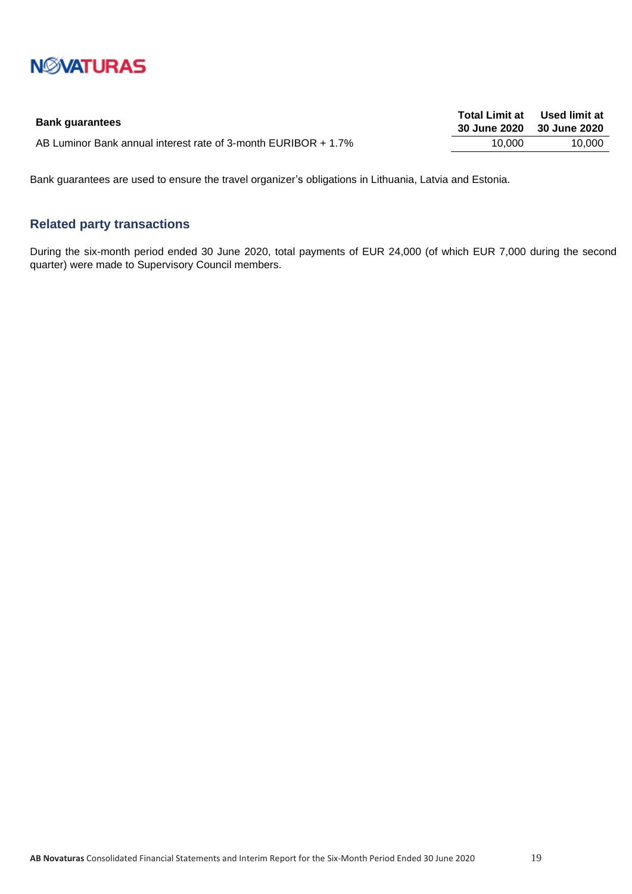| Bank guarantees | Total Limit at 30 June 2020 | Used limit at 30 June 2020 |
|---|---|---|
| AB Luminor Bank annual interest rate of 3-month EURIBOR + 1.7% | 10,000 | 10,000 |

Bank guarantees are used to ensure the travel organizer's obligations in Lithuania, Latvia and Estonia.

## Related party transactions

During the six-month period ended 30 June 2020, total payments of EUR 24,000 (of which EUR 7,000 during the second quarter) were made to Supervisory Council members.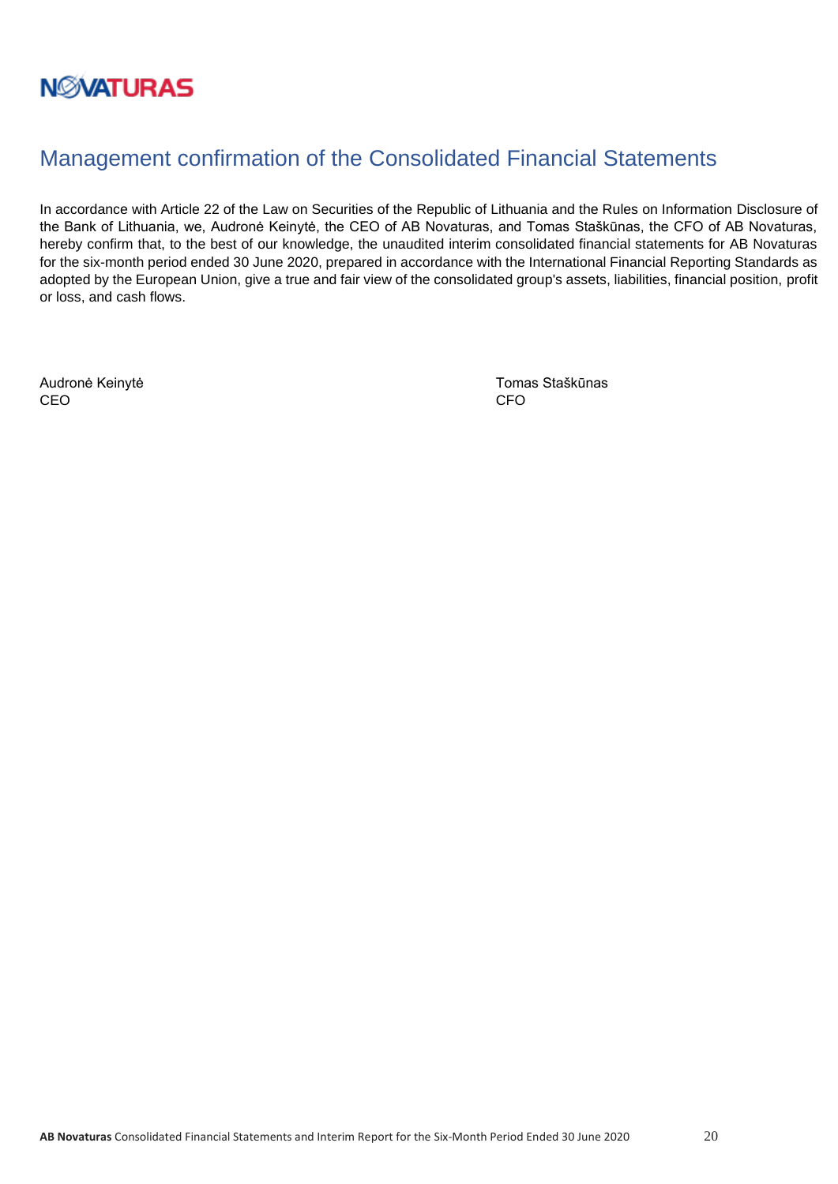# Management confirmation of the Consolidated Financial Statements

In accordance with Article 22 of the Law on Securities of the Republic of Lithuania and the Rules on Information Disclosure of the Bank of Lithuania, we, Audronė Keinytė, the CEO of AB Novaturas, and Tomas Staškūnas, the CFO of AB Novaturas, hereby confirm that, to the best of our knowledge, the unaudited interim consolidated financial statements for AB Novaturas for the six-month period ended 30 June 2020, prepared in accordance with the International Financial Reporting Standards as adopted by the European Union, give a true and fair view of the consolidated group's assets, liabilities, financial position, profit or loss, and cash flows.

Audronė Keinytė
CEO

Tomas Staškūnas
CFO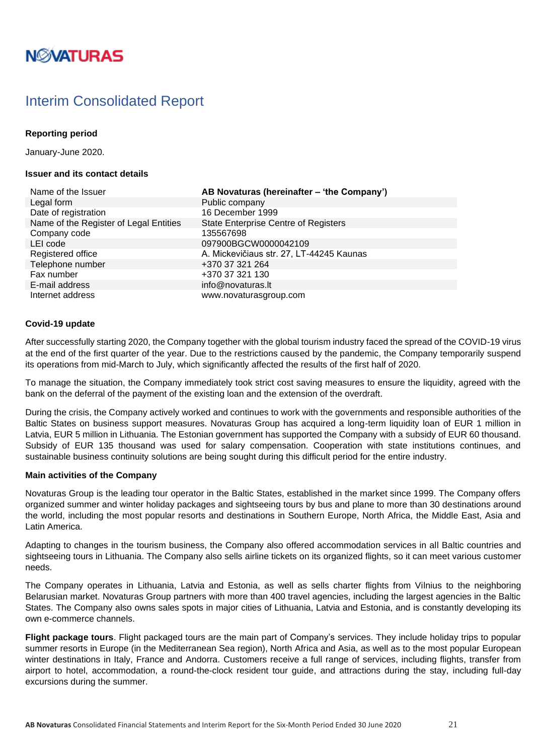# Interim Consolidated Report

**Reporting period**

January-June 2020.

**Issuer and its contact details**

| | |
|---|---|
| Name of the Issuer | **AB Novaturas (hereinafter – 'the Company')** |
| Legal form | Public company |
| Date of registration | 16 December 1999 |
| Name of the Register of Legal Entities | State Enterprise Centre of Registers |
| Company code | 135567698 |
| LEI code | 097900BGCW0000042109 |
| Registered office | A. Mickevičiaus str. 27, LT-44245 Kaunas |
| Telephone number | +370 37 321 264 |
| Fax number | +370 37 321 130 |
| E-mail address | info@novaturas.lt |
| Internet address | www.novaturasgroup.com |

**Covid-19 update**

After successfully starting 2020, the Company together with the global tourism industry faced the spread of the COVID-19 virus at the end of the first quarter of the year. Due to the restrictions caused by the pandemic, the Company temporarily suspend its operations from mid-March to July, which significantly affected the results of the first half of 2020.

To manage the situation, the Company immediately took strict cost saving measures to ensure the liquidity, agreed with the bank on the deferral of the payment of the existing loan and the extension of the overdraft.

During the crisis, the Company actively worked and continues to work with the governments and responsible authorities of the Baltic States on business support measures. Novaturas Group has acquired a long-term liquidity loan of EUR 1 million in Latvia, EUR 5 million in Lithuania. The Estonian government has supported the Company with a subsidy of EUR 60 thousand. Subsidy of EUR 135 thousand was used for salary compensation. Cooperation with state institutions continues, and sustainable business continuity solutions are being sought during this difficult period for the entire industry.

**Main activities of the Company**

Novaturas Group is the leading tour operator in the Baltic States, established in the market since 1999. The Company offers organized summer and winter holiday packages and sightseeing tours by bus and plane to more than 30 destinations around the world, including the most popular resorts and destinations in Southern Europe, North Africa, the Middle East, Asia and Latin America.

Adapting to changes in the tourism business, the Company also offered accommodation services in all Baltic countries and sightseeing tours in Lithuania. The Company also sells airline tickets on its organized flights, so it can meet various customer needs.

The Company operates in Lithuania, Latvia and Estonia, as well as sells charter flights from Vilnius to the neighboring Belarusian market. Novaturas Group partners with more than 400 travel agencies, including the largest agencies in the Baltic States. The Company also owns sales spots in major cities of Lithuania, Latvia and Estonia, and is constantly developing its own e-commerce channels.

**Flight package tours**. Flight packaged tours are the main part of Company's services. They include holiday trips to popular summer resorts in Europe (in the Mediterranean Sea region), North Africa and Asia, as well as to the most popular European winter destinations in Italy, France and Andorra. Customers receive a full range of services, including flights, transfer from airport to hotel, accommodation, a round-the-clock resident tour guide, and attractions during the stay, including full-day excursions during the summer.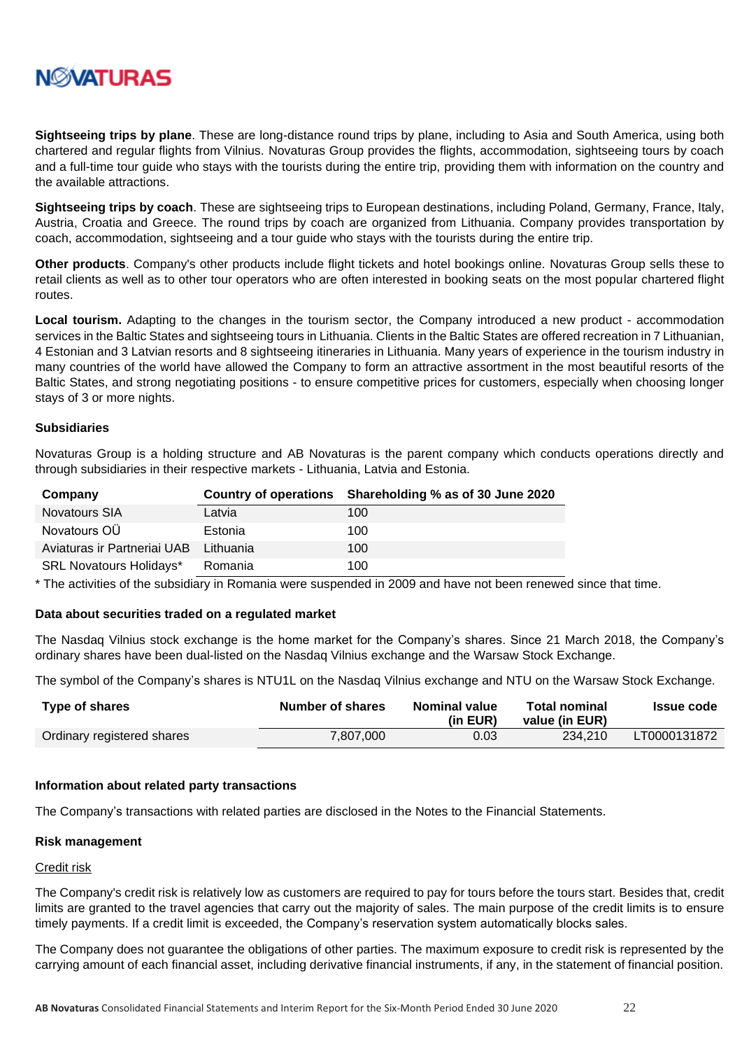**Sightseeing trips by plane**. These are long-distance round trips by plane, including to Asia and South America, using both chartered and regular flights from Vilnius. Novaturas Group provides the flights, accommodation, sightseeing tours by coach and a full-time tour guide who stays with the tourists during the entire trip, providing them with information on the country and the available attractions.

**Sightseeing trips by coach**. These are sightseeing trips to European destinations, including Poland, Germany, France, Italy, Austria, Croatia and Greece. The round trips by coach are organized from Lithuania. Company provides transportation by coach, accommodation, sightseeing and a tour guide who stays with the tourists during the entire trip.

**Other products**. Company's other products include flight tickets and hotel bookings online. Novaturas Group sells these to retail clients as well as to other tour operators who are often interested in booking seats on the most popular chartered flight routes.

**Local tourism.** Adapting to the changes in the tourism sector, the Company introduced a new product - accommodation services in the Baltic States and sightseeing tours in Lithuania. Clients in the Baltic States are offered recreation in 7 Lithuanian, 4 Estonian and 3 Latvian resorts and 8 sightseeing itineraries in Lithuania. Many years of experience in the tourism industry in many countries of the world have allowed the Company to form an attractive assortment in the most beautiful resorts of the Baltic States, and strong negotiating positions - to ensure competitive prices for customers, especially when choosing longer stays of 3 or more nights.

### Subsidiaries

Novaturas Group is a holding structure and AB Novaturas is the parent company which conducts operations directly and through subsidiaries in their respective markets - Lithuania, Latvia and Estonia.

| Company | Country of operations | Shareholding % as of 30 June 2020 |
|---|---|---|
| Novatours SIA | Latvia | 100 |
| Novatours OÜ | Estonia | 100 |
| Aviaturas ir Partneriai UAB | Lithuania | 100 |
| SRL Novatours Holidays* | Romania | 100 |

\* The activities of the subsidiary in Romania were suspended in 2009 and have not been renewed since that time.

### Data about securities traded on a regulated market

The Nasdaq Vilnius stock exchange is the home market for the Company's shares. Since 21 March 2018, the Company's ordinary shares have been dual-listed on the Nasdaq Vilnius exchange and the Warsaw Stock Exchange.

The symbol of the Company's shares is NTU1L on the Nasdaq Vilnius exchange and NTU on the Warsaw Stock Exchange.

| Type of shares | Number of shares | Nominal value (in EUR) | Total nominal value (in EUR) | Issue code |
|---|---|---|---|---|
| Ordinary registered shares | 7,807,000 | 0.03 | 234,210 | LT0000131872 |

### Information about related party transactions

The Company's transactions with related parties are disclosed in the Notes to the Financial Statements.

### Risk management

Credit risk

The Company's credit risk is relatively low as customers are required to pay for tours before the tours start. Besides that, credit limits are granted to the travel agencies that carry out the majority of sales. The main purpose of the credit limits is to ensure timely payments. If a credit limit is exceeded, the Company's reservation system automatically blocks sales.

The Company does not guarantee the obligations of other parties. The maximum exposure to credit risk is represented by the carrying amount of each financial asset, including derivative financial instruments, if any, in the statement of financial position.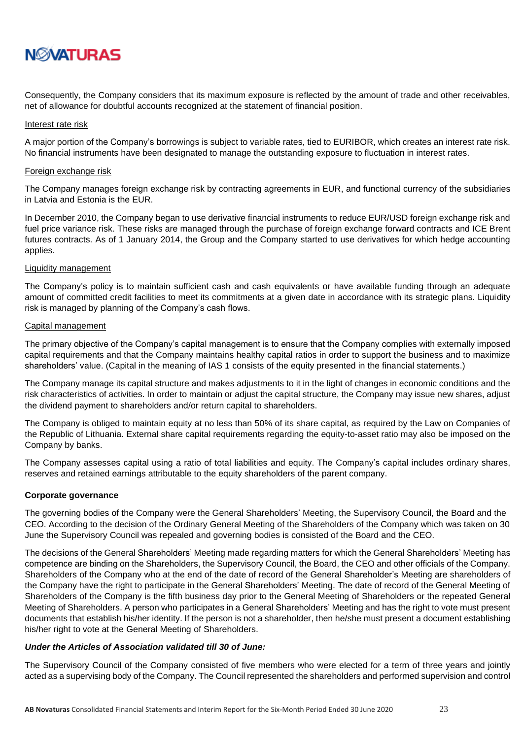Consequently, the Company considers that its maximum exposure is reflected by the amount of trade and other receivables, net of allowance for doubtful accounts recognized at the statement of financial position.

Interest rate risk

A major portion of the Company's borrowings is subject to variable rates, tied to EURIBOR, which creates an interest rate risk. No financial instruments have been designated to manage the outstanding exposure to fluctuation in interest rates.

Foreign exchange risk

The Company manages foreign exchange risk by contracting agreements in EUR, and functional currency of the subsidiaries in Latvia and Estonia is the EUR.

In December 2010, the Company began to use derivative financial instruments to reduce EUR/USD foreign exchange risk and fuel price variance risk. These risks are managed through the purchase of foreign exchange forward contracts and ICE Brent futures contracts. As of 1 January 2014, the Group and the Company started to use derivatives for which hedge accounting applies.

Liquidity management

The Company's policy is to maintain sufficient cash and cash equivalents or have available funding through an adequate amount of committed credit facilities to meet its commitments at a given date in accordance with its strategic plans. Liquidity risk is managed by planning of the Company's cash flows.

Capital management

The primary objective of the Company's capital management is to ensure that the Company complies with externally imposed capital requirements and that the Company maintains healthy capital ratios in order to support the business and to maximize shareholders' value. (Capital in the meaning of IAS 1 consists of the equity presented in the financial statements.)

The Company manage its capital structure and makes adjustments to it in the light of changes in economic conditions and the risk characteristics of activities. In order to maintain or adjust the capital structure, the Company may issue new shares, adjust the dividend payment to shareholders and/or return capital to shareholders.

The Company is obliged to maintain equity at no less than 50% of its share capital, as required by the Law on Companies of the Republic of Lithuania. External share capital requirements regarding the equity-to-asset ratio may also be imposed on the Company by banks.

The Company assesses capital using a ratio of total liabilities and equity. The Company's capital includes ordinary shares, reserves and retained earnings attributable to the equity shareholders of the parent company.

**Corporate governance**

The governing bodies of the Company were the General Shareholders' Meeting, the Supervisory Council, the Board and the CEO. According to the decision of the Ordinary General Meeting of the Shareholders of the Company which was taken on 30 June the Supervisory Council was repealed and governing bodies is consisted of the Board and the CEO.

The decisions of the General Shareholders' Meeting made regarding matters for which the General Shareholders' Meeting has competence are binding on the Shareholders, the Supervisory Council, the Board, the CEO and other officials of the Company. Shareholders of the Company who at the end of the date of record of the General Shareholder's Meeting are shareholders of the Company have the right to participate in the General Shareholders' Meeting. The date of record of the General Meeting of Shareholders of the Company is the fifth business day prior to the General Meeting of Shareholders or the repeated General Meeting of Shareholders. A person who participates in a General Shareholders' Meeting and has the right to vote must present documents that establish his/her identity. If the person is not a shareholder, then he/she must present a document establishing his/her right to vote at the General Meeting of Shareholders.

***Under the Articles of Association validated till 30 of June:***

The Supervisory Council of the Company consisted of five members who were elected for a term of three years and jointly acted as a supervising body of the Company. The Council represented the shareholders and performed supervision and control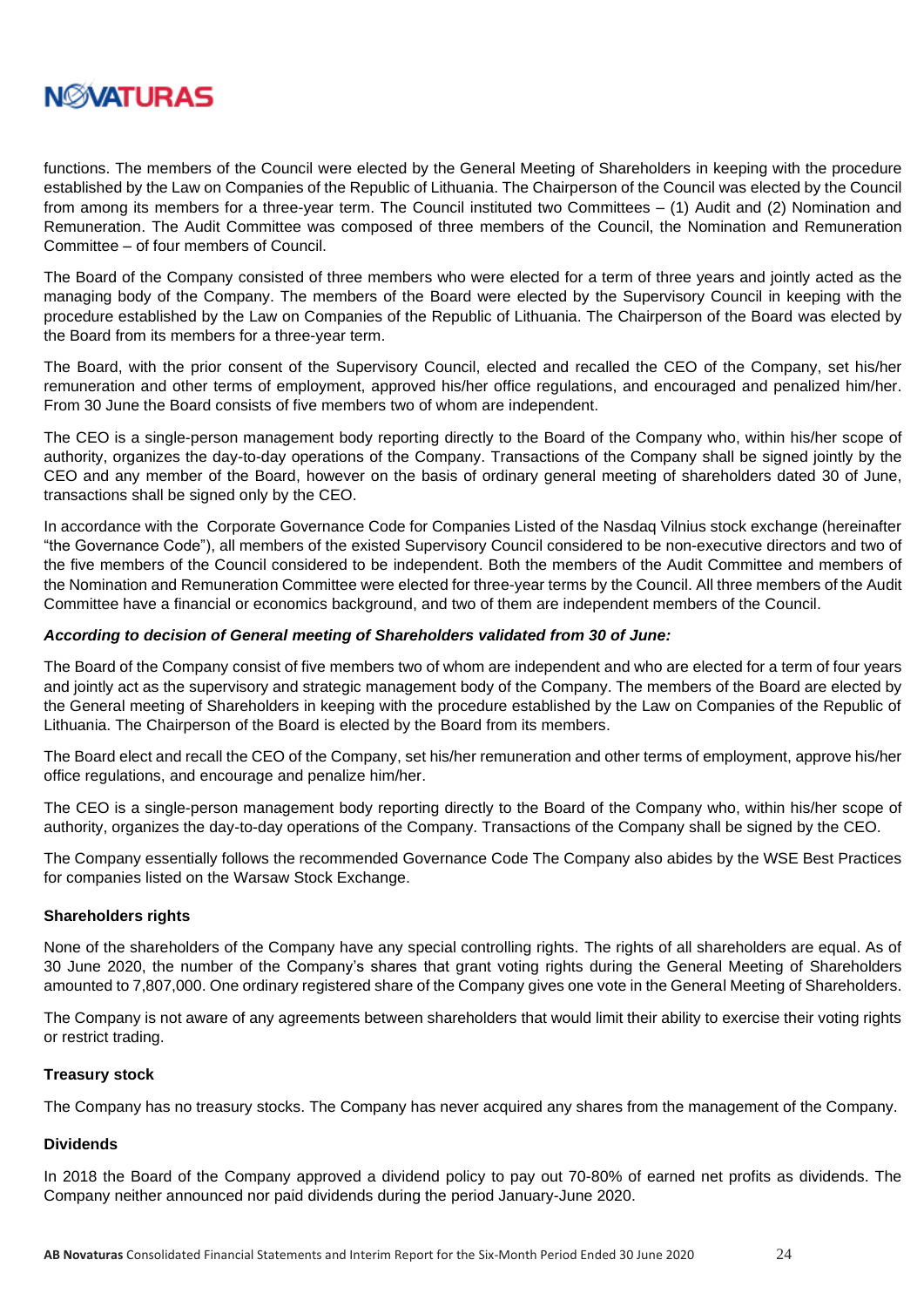functions. The members of the Council were elected by the General Meeting of Shareholders in keeping with the procedure established by the Law on Companies of the Republic of Lithuania. The Chairperson of the Council was elected by the Council from among its members for a three-year term. The Council instituted two Committees – (1) Audit and (2) Nomination and Remuneration. The Audit Committee was composed of three members of the Council, the Nomination and Remuneration Committee – of four members of Council.

The Board of the Company consisted of three members who were elected for a term of three years and jointly acted as the managing body of the Company. The members of the Board were elected by the Supervisory Council in keeping with the procedure established by the Law on Companies of the Republic of Lithuania. The Chairperson of the Board was elected by the Board from its members for a three-year term.

The Board, with the prior consent of the Supervisory Council, elected and recalled the CEO of the Company, set his/her remuneration and other terms of employment, approved his/her office regulations, and encouraged and penalized him/her. From 30 June the Board consists of five members two of whom are independent.

The CEO is a single-person management body reporting directly to the Board of the Company who, within his/her scope of authority, organizes the day-to-day operations of the Company. Transactions of the Company shall be signed jointly by the CEO and any member of the Board, however on the basis of ordinary general meeting of shareholders dated 30 of June, transactions shall be signed only by the CEO.

In accordance with the Corporate Governance Code for Companies Listed of the Nasdaq Vilnius stock exchange (hereinafter "the Governance Code"), all members of the existed Supervisory Council considered to be non-executive directors and two of the five members of the Council considered to be independent. Both the members of the Audit Committee and members of the Nomination and Remuneration Committee were elected for three-year terms by the Council. All three members of the Audit Committee have a financial or economics background, and two of them are independent members of the Council.

***According to decision of General meeting of Shareholders validated from 30 of June:***

The Board of the Company consist of five members two of whom are independent and who are elected for a term of four years and jointly act as the supervisory and strategic management body of the Company. The members of the Board are elected by the General meeting of Shareholders in keeping with the procedure established by the Law on Companies of the Republic of Lithuania. The Chairperson of the Board is elected by the Board from its members.

The Board elect and recall the CEO of the Company, set his/her remuneration and other terms of employment, approve his/her office regulations, and encourage and penalize him/her.

The CEO is a single-person management body reporting directly to the Board of the Company who, within his/her scope of authority, organizes the day-to-day operations of the Company. Transactions of the Company shall be signed by the CEO.

The Company essentially follows the recommended Governance Code The Company also abides by the WSE Best Practices for companies listed on the Warsaw Stock Exchange.

**Shareholders rights**

None of the shareholders of the Company have any special controlling rights. The rights of all shareholders are equal. As of 30 June 2020, the number of the Company's shares that grant voting rights during the General Meeting of Shareholders amounted to 7,807,000. One ordinary registered share of the Company gives one vote in the General Meeting of Shareholders.

The Company is not aware of any agreements between shareholders that would limit their ability to exercise their voting rights or restrict trading.

**Treasury stock**

The Company has no treasury stocks. The Company has never acquired any shares from the management of the Company.

**Dividends**

In 2018 the Board of the Company approved a dividend policy to pay out 70-80% of earned net profits as dividends. The Company neither announced nor paid dividends during the period January-June 2020.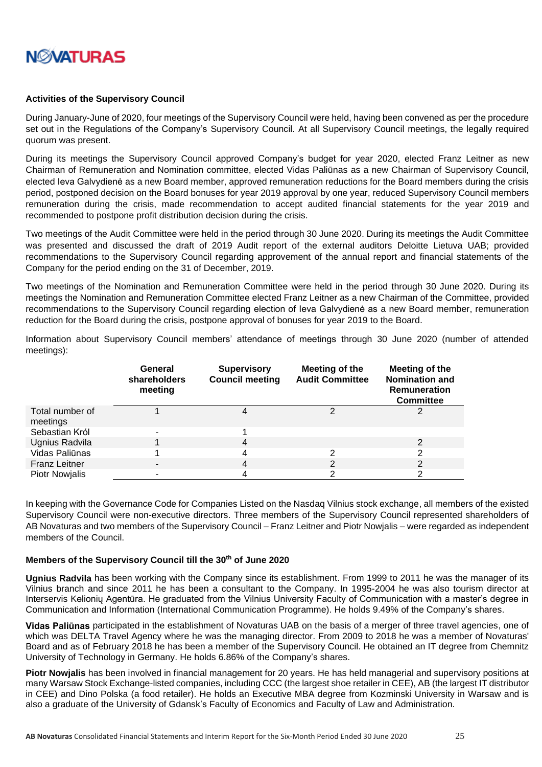### Activities of the Supervisory Council

During January-June of 2020, four meetings of the Supervisory Council were held, having been convened as per the procedure set out in the Regulations of the Company's Supervisory Council. At all Supervisory Council meetings, the legally required quorum was present.

During its meetings the Supervisory Council approved Company's budget for year 2020, elected Franz Leitner as new Chairman of Remuneration and Nomination committee, elected Vidas Paliūnas as a new Chairman of Supervisory Council, elected Ieva Galvydienė as a new Board member, approved remuneration reductions for the Board members during the crisis period, postponed decision on the Board bonuses for year 2019 approval by one year, reduced Supervisory Council members remuneration during the crisis, made recommendation to accept audited financial statements for the year 2019 and recommended to postpone profit distribution decision during the crisis.

Two meetings of the Audit Committee were held in the period through 30 June 2020. During its meetings the Audit Committee was presented and discussed the draft of 2019 Audit report of the external auditors Deloitte Lietuva UAB; provided recommendations to the Supervisory Council regarding approvement of the annual report and financial statements of the Company for the period ending on the 31 of December, 2019.

Two meetings of the Nomination and Remuneration Committee were held in the period through 30 June 2020. During its meetings the Nomination and Remuneration Committee elected Franz Leitner as a new Chairman of the Committee, provided recommendations to the Supervisory Council regarding election of Ieva Galvydienė as a new Board member, remuneration reduction for the Board during the crisis, postpone approval of bonuses for year 2019 to the Board.

Information about Supervisory Council members' attendance of meetings through 30 June 2020 (number of attended meetings):

| | General shareholders meeting | Supervisory Council meeting | Meeting of the Audit Committee | Meeting of the Nomination and Remuneration Committee |
|---|---|---|---|---|
| Total number of meetings | 1 | 4 | 2 | 2 |
| Sebastian Król | - | 1 | | |
| Ugnius Radvila | 1 | 4 | | 2 |
| Vidas Paliūnas | 1 | 4 | 2 | 2 |
| Franz Leitner | - | 4 | 2 | 2 |
| Piotr Nowjalis | - | 4 | 2 | 2 |

In keeping with the Governance Code for Companies Listed on the Nasdaq Vilnius stock exchange, all members of the existed Supervisory Council were non-executive directors. Three members of the Supervisory Council represented shareholders of AB Novaturas and two members of the Supervisory Council – Franz Leitner and Piotr Nowjalis – were regarded as independent members of the Council.

### Members of the Supervisory Council till the 30th of June 2020

**Ugnius Radvila** has been working with the Company since its establishment. From 1999 to 2011 he was the manager of its Vilnius branch and since 2011 he has been a consultant to the Company. In 1995-2004 he was also tourism director at Interservis Kelionių Agentūra. He graduated from the Vilnius University Faculty of Communication with a master's degree in Communication and Information (International Communication Programme). He holds 9.49% of the Company's shares.

**Vidas Paliūnas** participated in the establishment of Novaturas UAB on the basis of a merger of three travel agencies, one of which was DELTA Travel Agency where he was the managing director. From 2009 to 2018 he was a member of Novaturas' Board and as of February 2018 he has been a member of the Supervisory Council. He obtained an IT degree from Chemnitz University of Technology in Germany. He holds 6.86% of the Company's shares.

**Piotr Nowjalis** has been involved in financial management for 20 years. He has held managerial and supervisory positions at many Warsaw Stock Exchange-listed companies, including CCC (the largest shoe retailer in CEE), AB (the largest IT distributor in CEE) and Dino Polska (a food retailer). He holds an Executive MBA degree from Kozminski University in Warsaw and is also a graduate of the University of Gdansk's Faculty of Economics and Faculty of Law and Administration.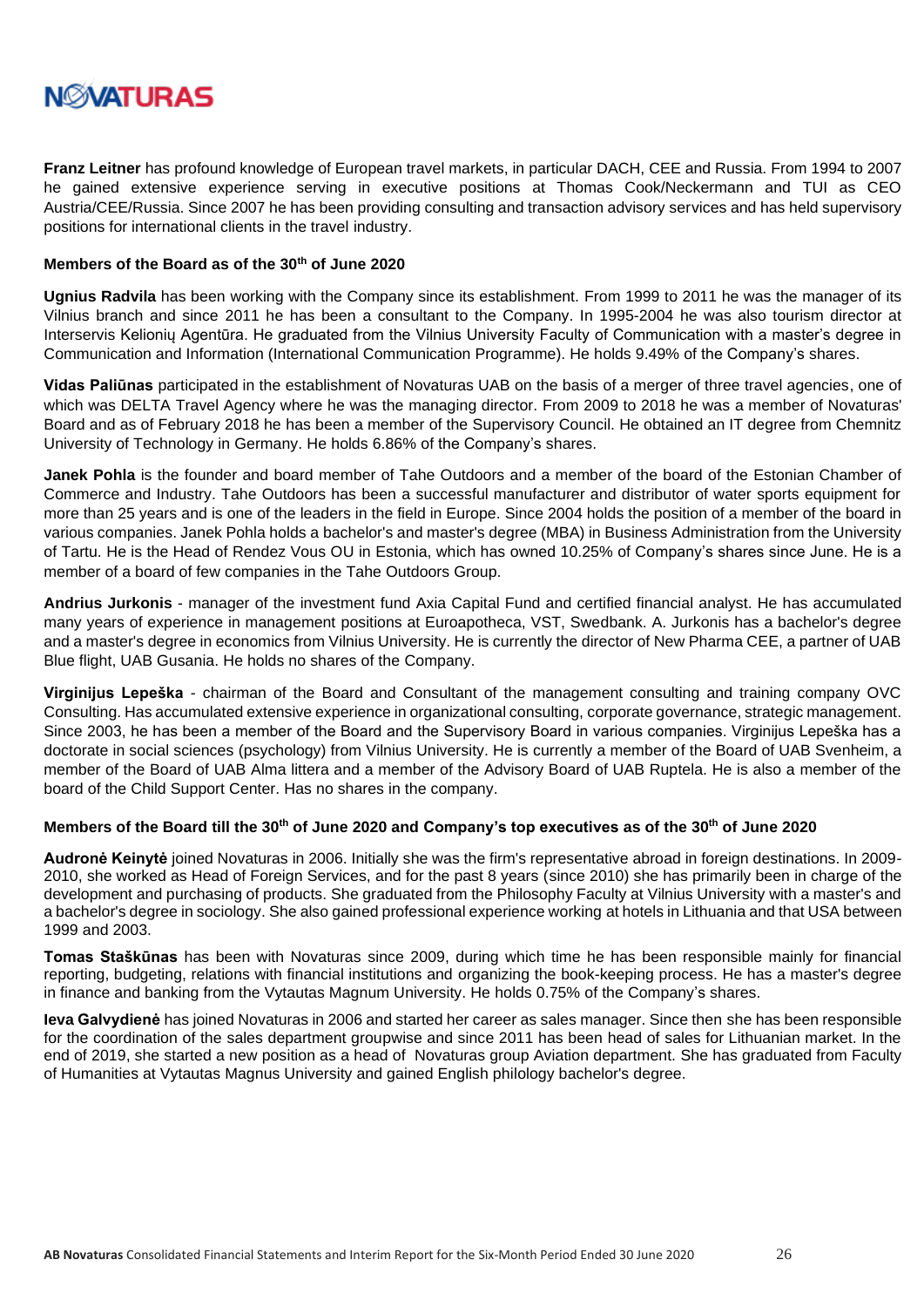**Franz Leitner** has profound knowledge of European travel markets, in particular DACH, CEE and Russia. From 1994 to 2007 he gained extensive experience serving in executive positions at Thomas Cook/Neckermann and TUI as CEO Austria/CEE/Russia. Since 2007 he has been providing consulting and transaction advisory services and has held supervisory positions for international clients in the travel industry.

#### Members of the Board as of the 30th of June 2020

**Ugnius Radvila** has been working with the Company since its establishment. From 1999 to 2011 he was the manager of its Vilnius branch and since 2011 he has been a consultant to the Company. In 1995-2004 he was also tourism director at Interservis Kelionių Agentūra. He graduated from the Vilnius University Faculty of Communication with a master's degree in Communication and Information (International Communication Programme). He holds 9.49% of the Company's shares.

**Vidas Paliūnas** participated in the establishment of Novaturas UAB on the basis of a merger of three travel agencies, one of which was DELTA Travel Agency where he was the managing director. From 2009 to 2018 he was a member of Novaturas' Board and as of February 2018 he has been a member of the Supervisory Council. He obtained an IT degree from Chemnitz University of Technology in Germany. He holds 6.86% of the Company's shares.

**Janek Pohla** is the founder and board member of Tahe Outdoors and a member of the board of the Estonian Chamber of Commerce and Industry. Tahe Outdoors has been a successful manufacturer and distributor of water sports equipment for more than 25 years and is one of the leaders in the field in Europe. Since 2004 holds the position of a member of the board in various companies. Janek Pohla holds a bachelor's and master's degree (MBA) in Business Administration from the University of Tartu. He is the Head of Rendez Vous OU in Estonia, which has owned 10.25% of Company's shares since June. He is a member of a board of few companies in the Tahe Outdoors Group.

**Andrius Jurkonis** - manager of the investment fund Axia Capital Fund and certified financial analyst. He has accumulated many years of experience in management positions at Euroapotheca, VST, Swedbank. A. Jurkonis has a bachelor's degree and a master's degree in economics from Vilnius University. He is currently the director of New Pharma CEE, a partner of UAB Blue flight, UAB Gusania. He holds no shares of the Company.

**Virginijus Lepeška** - chairman of the Board and Consultant of the management consulting and training company OVC Consulting. Has accumulated extensive experience in organizational consulting, corporate governance, strategic management. Since 2003, he has been a member of the Board and the Supervisory Board in various companies. Virginijus Lepeška has a doctorate in social sciences (psychology) from Vilnius University. He is currently a member of the Board of UAB Svenheim, a member of the Board of UAB Alma littera and a member of the Advisory Board of UAB Ruptela. He is also a member of the board of the Child Support Center. Has no shares in the company.

#### Members of the Board till the 30th of June 2020 and Company's top executives as of the 30th of June 2020

**Audronė Keinytė** joined Novaturas in 2006. Initially she was the firm's representative abroad in foreign destinations. In 2009-2010, she worked as Head of Foreign Services, and for the past 8 years (since 2010) she has primarily been in charge of the development and purchasing of products. She graduated from the Philosophy Faculty at Vilnius University with a master's and a bachelor's degree in sociology. She also gained professional experience working at hotels in Lithuania and that USA between 1999 and 2003.

**Tomas Staškūnas** has been with Novaturas since 2009, during which time he has been responsible mainly for financial reporting, budgeting, relations with financial institutions and organizing the book-keeping process. He has a master's degree in finance and banking from the Vytautas Magnum University. He holds 0.75% of the Company's shares.

**Ieva Galvydienė** has joined Novaturas in 2006 and started her career as sales manager. Since then she has been responsible for the coordination of the sales department groupwise and since 2011 has been head of sales for Lithuanian market. In the end of 2019, she started a new position as a head of Novaturas group Aviation department. She has graduated from Faculty of Humanities at Vytautas Magnus University and gained English philology bachelor's degree.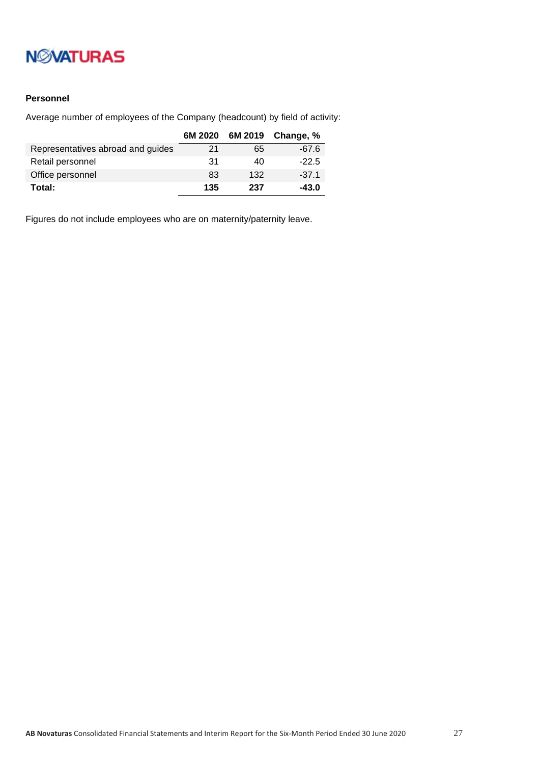**Personnel**

Average number of employees of the Company (headcount) by field of activity:

| | 6M 2020 | 6M 2019 | Change, % |
|---|---|---|---|
| Representatives abroad and guides | 21 | 65 | -67.6 |
| Retail personnel | 31 | 40 | -22.5 |
| Office personnel | 83 | 132 | -37.1 |
| **Total:** | **135** | **237** | **-43.0** |

Figures do not include employees who are on maternity/paternity leave.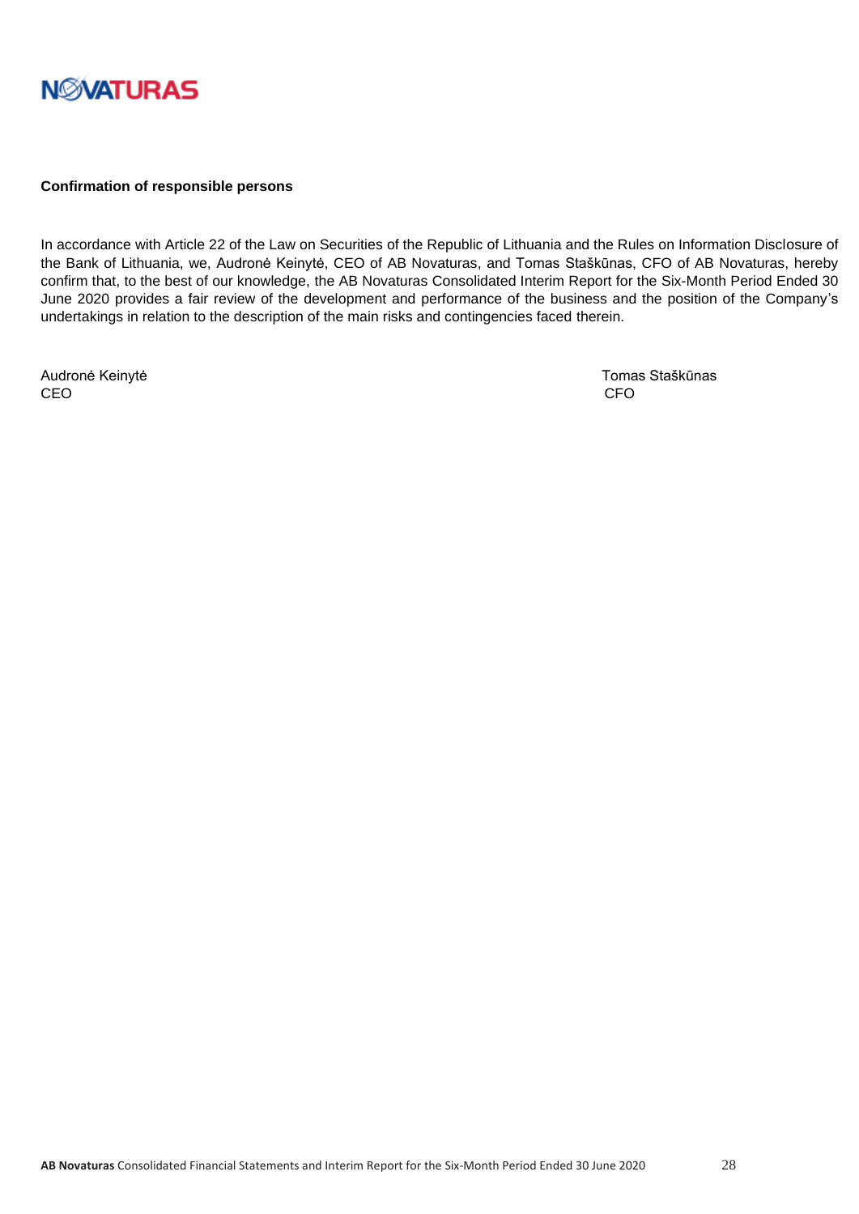**Confirmation of responsible persons**

In accordance with Article 22 of the Law on Securities of the Republic of Lithuania and the Rules on Information Disclosure of the Bank of Lithuania, we, Audronė Keinytė, CEO of AB Novaturas, and Tomas Staškūnas, CFO of AB Novaturas, hereby confirm that, to the best of our knowledge, the AB Novaturas Consolidated Interim Report for the Six-Month Period Ended 30 June 2020 provides a fair review of the development and performance of the business and the position of the Company's undertakings in relation to the description of the main risks and contingencies faced therein.

Audronė Keinytė
CEO

Tomas Staškūnas
CFO